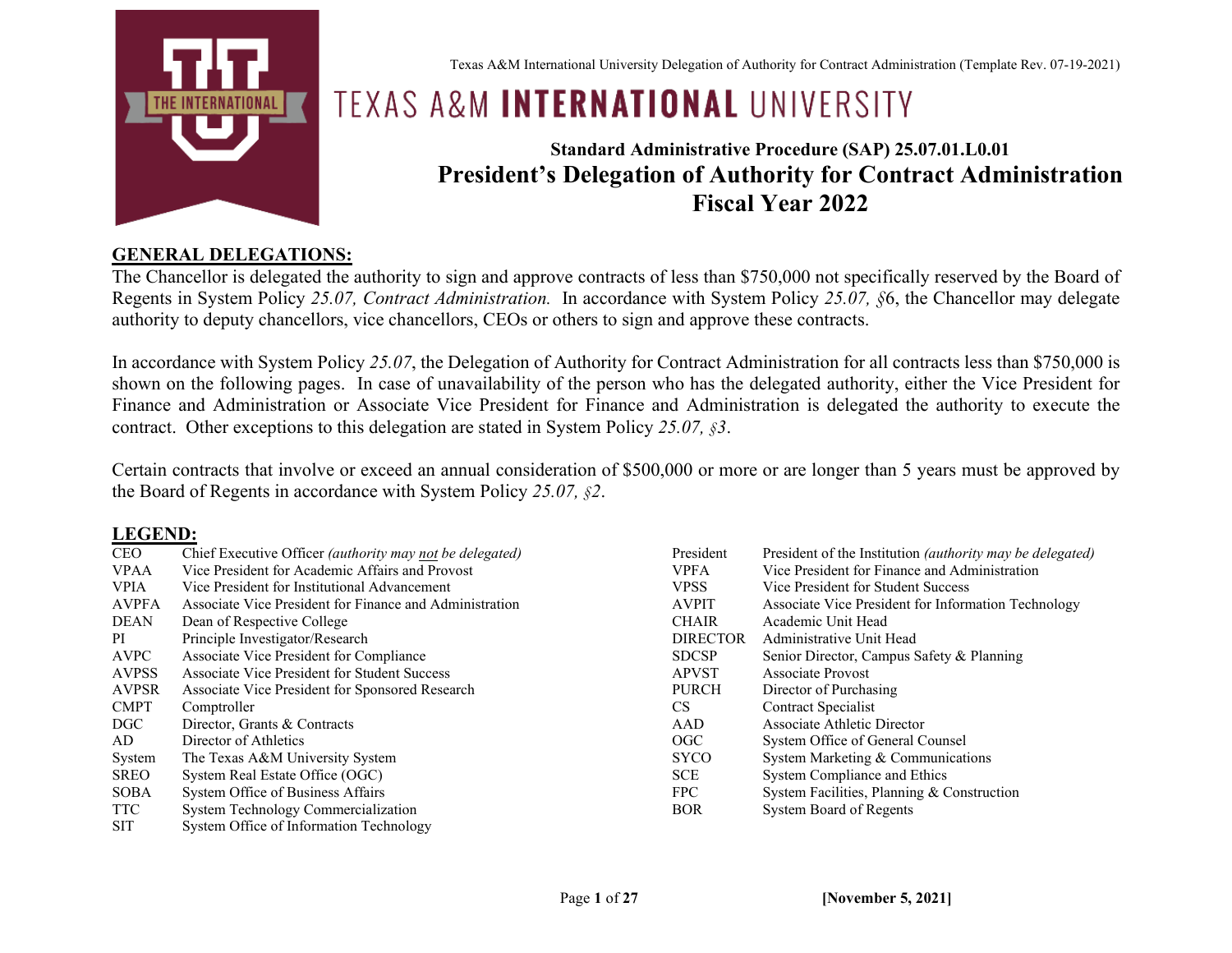Texas A&M International University Delegation of Authority for Contract Administration (Template Rev. 07-19-2021)

# TEXAS A&M INTERNATIONAL UNIVERSITY

### Standard Administrative Procedure (SAP) 25.07.01.L0.01

## President's Delegation of Authority for Contract Administration Fiscal Year 2022

## GENERAL DELEGATIONS:

The Chancellor is delegated the authority to sign and approve contracts of less than $750,000 not specifically reserved by the Board of Regents in System Policy *25.07, Contract Administration.* In accordance with System Policy *25.07, §*6, the Chancellor may delegate authority to deputy chancellors, vice chancellors, CEOs or others to sign and approve these contracts.

In accordance with System Policy *25.07*, the Delegation of Authority for Contract Administration for all contracts less than $750,000 is shown on the following pages. In case of unavailability of the person who has the delegated authority, either the Vice President for Finance and Administration or Associate Vice President for Finance and Administration is delegated the authority to execute the contract. Other exceptions to this delegation are stated in System Policy *25.07, §3*.

Certain contracts that involve or exceed an annual consideration of $500,000 or more or are longer than 5 years must be approved by the Board of Regents in accordance with System Policy *25.07, §2*.

## LEGEND:

| Abbreviation | Title |
|---|---|
| CEO | Chief Executive Officer *(authority may not be delegated)* |
| VPAA | Vice President for Academic Affairs and Provost |
| VPIA | Vice President for Institutional Advancement |
| AVPFA | Associate Vice President for Finance and Administration |
| DEAN | Dean of Respective College |
| PI | Principle Investigator/Research |
| AVPC | Associate Vice President for Compliance |
| AVPSS | Associate Vice President for Student Success |
| AVPSR | Associate Vice President for Sponsored Research |
| CMPT | Comptroller |
| DGC | Director, Grants & Contracts |
| AD | Director of Athletics |
| System | The Texas A&M University System |
| SREO | System Real Estate Office (OGC) |
| SOBA | System Office of Business Affairs |
| TTC | System Technology Commercialization |
| SIT | System Office of Information Technology |
| President | President of the Institution *(authority may be delegated)* |
| VPFA | Vice President for Finance and Administration |
| VPSS | Vice President for Student Success |
| AVPIT | Associate Vice President for Information Technology |
| CHAIR | Academic Unit Head |
| DIRECTOR | Administrative Unit Head |
| SDCSP | Senior Director, Campus Safety & Planning |
| APVST | Associate Provost |
| PURCH | Director of Purchasing |
| CS | Contract Specialist |
| AAD | Associate Athletic Director |
| OGC | System Office of General Counsel |
| SYCO | System Marketing & Communications |
| SCE | System Compliance and Ethics |
| FPC | System Facilities, Planning & Construction |
| BOR | System Board of Regents |

[November 5, 2021]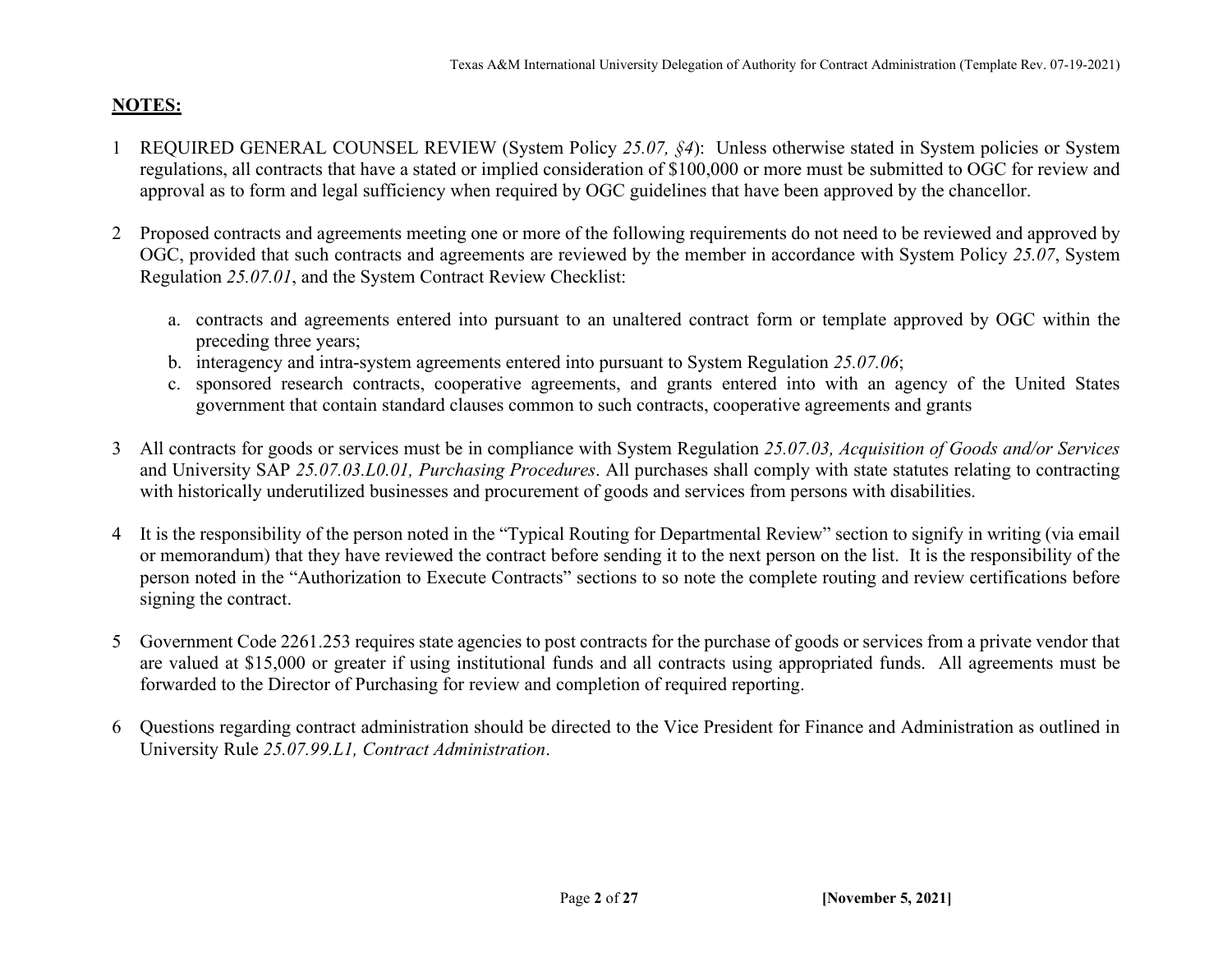## **NOTES:**

1. REQUIRED GENERAL COUNSEL REVIEW (System Policy *25.07, §4*): Unless otherwise stated in System policies or System regulations, all contracts that have a stated or implied consideration of $100,000 or more must be submitted to OGC for review and approval as to form and legal sufficiency when required by OGC guidelines that have been approved by the chancellor.

2. Proposed contracts and agreements meeting one or more of the following requirements do not need to be reviewed and approved by OGC, provided that such contracts and agreements are reviewed by the member in accordance with System Policy *25.07*, System Regulation *25.07.01*, and the System Contract Review Checklist:

   a. contracts and agreements entered into pursuant to an unaltered contract form or template approved by OGC within the preceding three years;
   b. interagency and intra-system agreements entered into pursuant to System Regulation *25.07.06*;
   c. sponsored research contracts, cooperative agreements, and grants entered into with an agency of the United States government that contain standard clauses common to such contracts, cooperative agreements and grants

3. All contracts for goods or services must be in compliance with System Regulation *25.07.03, Acquisition of Goods and/or Services* and University SAP *25.07.03.L0.01, Purchasing Procedures*. All purchases shall comply with state statutes relating to contracting with historically underutilized businesses and procurement of goods and services from persons with disabilities.

4. It is the responsibility of the person noted in the "Typical Routing for Departmental Review" section to signify in writing (via email or memorandum) that they have reviewed the contract before sending it to the next person on the list. It is the responsibility of the person noted in the "Authorization to Execute Contracts" sections to so note the complete routing and review certifications before signing the contract.

5. Government Code 2261.253 requires state agencies to post contracts for the purchase of goods or services from a private vendor that are valued at $15,000 or greater if using institutional funds and all contracts using appropriated funds. All agreements must be forwarded to the Director of Purchasing for review and completion of required reporting.

6. Questions regarding contract administration should be directed to the Vice President for Finance and Administration as outlined in University Rule *25.07.99.L1, Contract Administration*.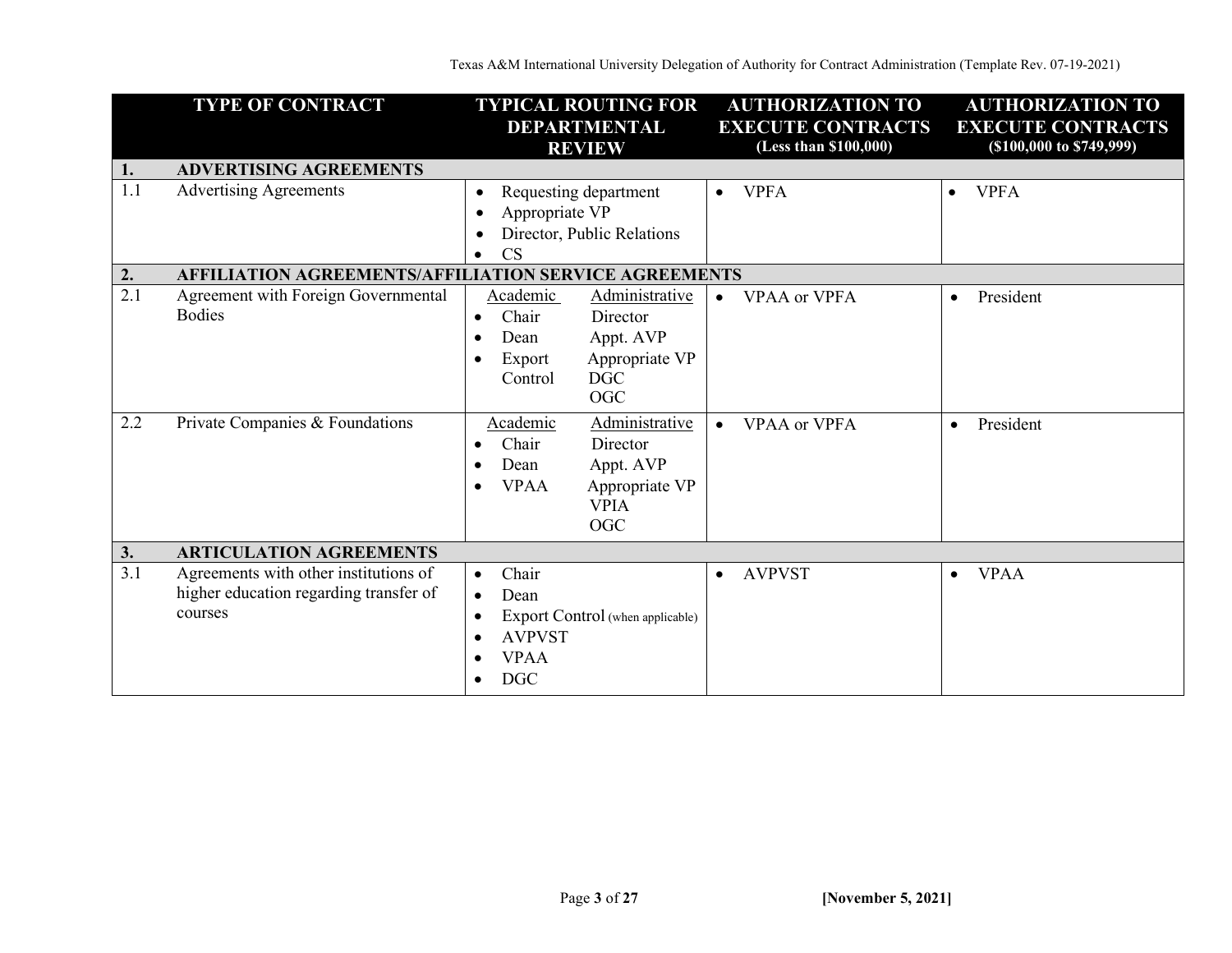| | TYPE OF CONTRACT | TYPICAL ROUTING FOR DEPARTMENTAL REVIEW | AUTHORIZATION TO EXECUTE CONTRACTS (Less than $100,000) | AUTHORIZATION TO EXECUTE CONTRACTS ($100,000 to $749,999) |
|---|---|---|---|---|
| **1.** | **ADVERTISING AGREEMENTS** | | | |
| 1.1 | Advertising Agreements | • Requesting department<br>• Appropriate VP<br>• Director, Public Relations<br>• CS | • VPFA | • VPFA |
| **2.** | **AFFILIATION AGREEMENTS/AFFILIATION SERVICE AGREEMENTS** | | | |
| 2.1 | Agreement with Foreign Governmental Bodies | Academic: • Chair • Dean • Export Control<br>Administrative: Director, Appt. AVP, Appropriate VP, DGC, OGC | • VPAA or VPFA | • President |
| 2.2 | Private Companies & Foundations | Academic: • Chair • Dean • VPAA<br>Administrative: Director, Appt. AVP, Appropriate VP, VPIA, OGC | • VPAA or VPFA | • President |
| **3.** | **ARTICULATION AGREEMENTS** | | | |
| 3.1 | Agreements with other institutions of higher education regarding transfer of courses | • Chair<br>• Dean<br>• Export Control (when applicable)<br>• AVPVST<br>• VPAA<br>• DGC | • AVPVST | • VPAA |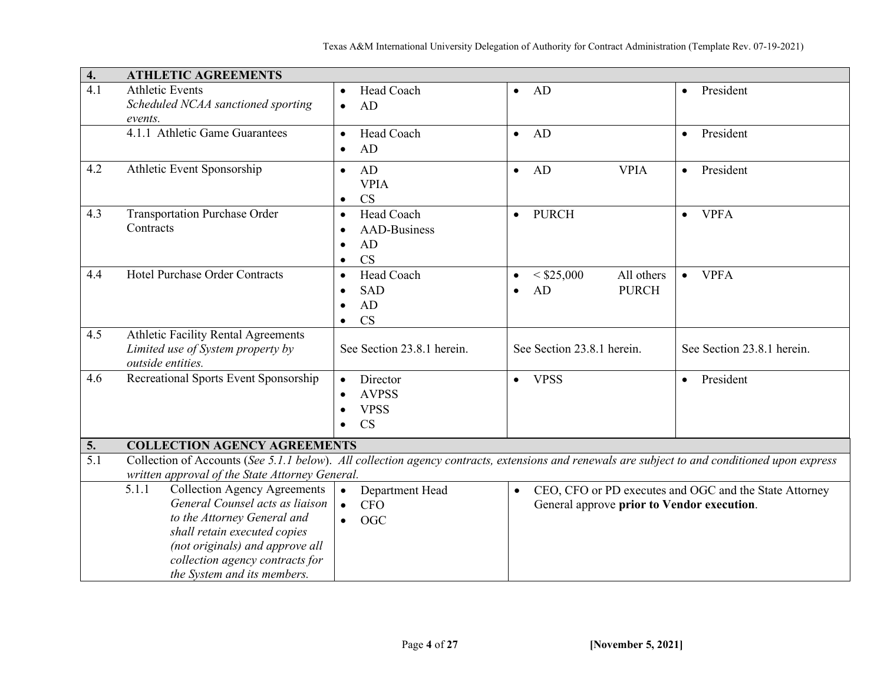| | | | | |
|---|---|---|---|---|
| **4.** | **ATHLETIC AGREEMENTS** | | | |
| 4.1 | Athletic Events<br>*Scheduled NCAA sanctioned sporting events.* | • Head Coach<br>• AD | • AD | • President |
| | 4.1.1 Athletic Game Guarantees | • Head Coach<br>• AD | • AD | • President |
| 4.2 | Athletic Event Sponsorship | • AD<br>VPIA<br>• CS | • AD VPIA | • President |
| 4.3 | Transportation Purchase Order Contracts | • Head Coach<br>• AAD-Business<br>• AD<br>• CS | • PURCH | • VPFA |
| 4.4 | Hotel Purchase Order Contracts | • Head Coach<br>• SAD<br>• AD<br>• CS | • < $25,000 All others<br>• AD PURCH | • VPFA |
| 4.5 | Athletic Facility Rental Agreements<br>*Limited use of System property by outside entities.* | See Section 23.8.1 herein. | See Section 23.8.1 herein. | See Section 23.8.1 herein. |
| 4.6 | Recreational Sports Event Sponsorship | • Director<br>• AVPSS<br>• VPSS<br>• CS | • VPSS | • President |
| **5.** | **COLLECTION AGENCY AGREEMENTS** | | | |
| 5.1 | Collection of Accounts (*See 5.1.1 below*). *All collection agency contracts, extensions and renewals are subject to and conditioned upon express written approval of the State Attorney General.* | | | |
| | 5.1.1 Collection Agency Agreements<br>*General Counsel acts as liaison to the Attorney General and shall retain executed copies (not originals) and approve all collection agency contracts for the System and its members.* | • Department Head<br>• CFO<br>• OGC | • CEO, CFO or PD executes and OGC and the State Attorney General approve **prior to Vendor execution**. | |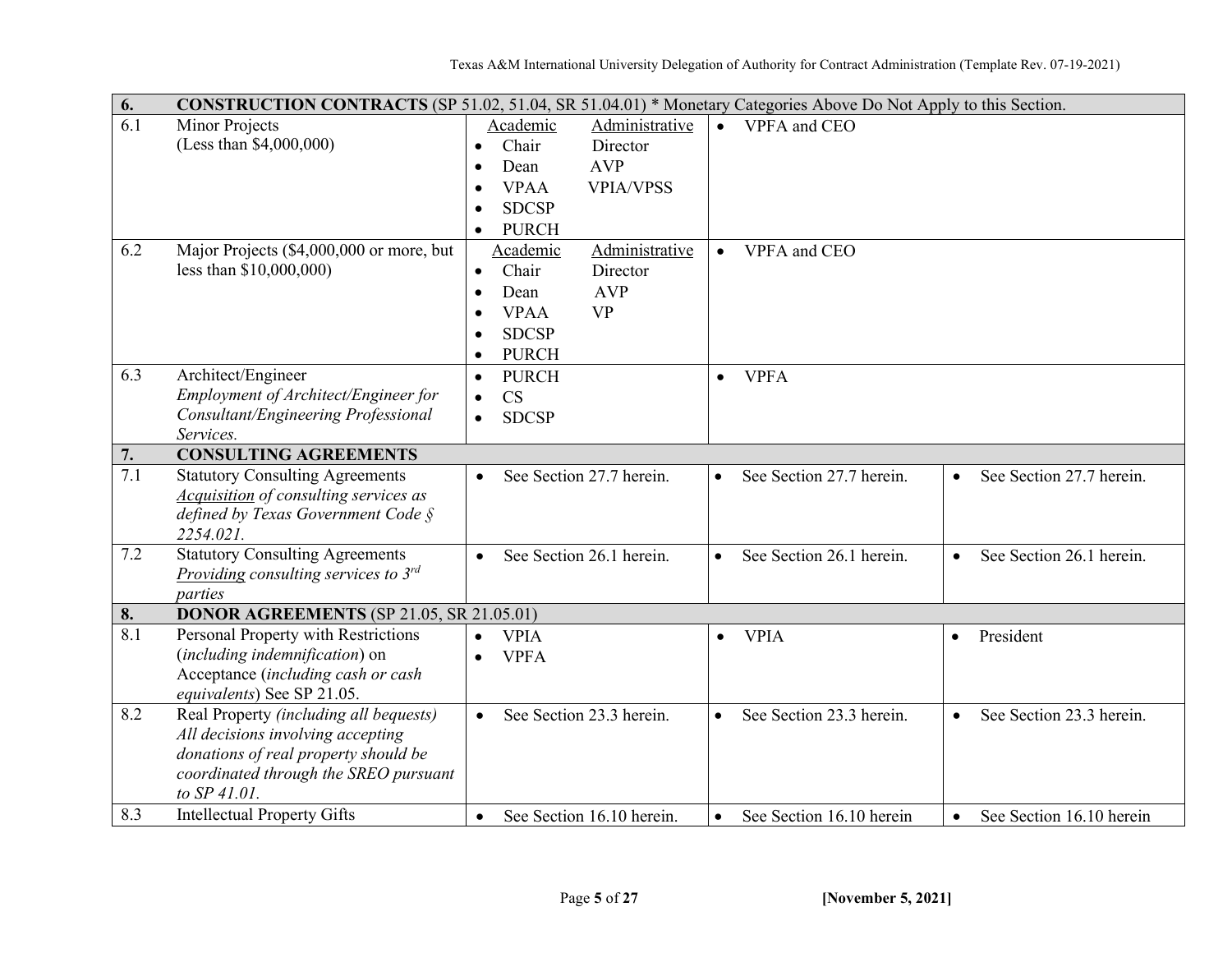| | | | | |
|---|---|---|---|---|
| **6.** | **CONSTRUCTION CONTRACTS** (SP 51.02, 51.04, SR 51.04.01) * Monetary Categories Above Do Not Apply to this Section. | | | |
| 6.1 | Minor Projects<br>(Less than $4,000,000) | <u>Academic</u> / <u>Administrative</u><br>• Chair / Director<br>• Dean / AVP<br>• VPAA / VPIA/VPSS<br>• SDCSP<br>• PURCH | • VPFA and CEO | |
| 6.2 | Major Projects ($4,000,000 or more, but less than $10,000,000) | <u>Academic</u> / <u>Administrative</u><br>• Chair / Director<br>• Dean / AVP<br>• VPAA / VP<br>• SDCSP<br>• PURCH | • VPFA and CEO | |
| 6.3 | Architect/Engineer<br>*Employment of Architect/Engineer for Consultant/Engineering Professional Services.* | • PURCH<br>• CS<br>• SDCSP | • VPFA | |
| **7.** | **CONSULTING AGREEMENTS** | | | |
| 7.1 | Statutory Consulting Agreements<br>*<u>Acquisition</u> of consulting services as defined by Texas Government Code § 2254.021.* | • See Section 27.7 herein. | • See Section 27.7 herein. | • See Section 27.7 herein. |
| 7.2 | Statutory Consulting Agreements<br>*<u>Providing</u> consulting services to 3rd parties* | • See Section 26.1 herein. | • See Section 26.1 herein. | • See Section 26.1 herein. |
| **8.** | **DONOR AGREEMENTS** (SP 21.05, SR 21.05.01) | | | |
| 8.1 | Personal Property with Restrictions (*including indemnification*) on Acceptance (*including cash or cash equivalents*) See SP 21.05. | • VPIA<br>• VPFA | • VPIA | • President |
| 8.2 | Real Property *(including all bequests) All decisions involving accepting donations of real property should be coordinated through the SREO pursuant to SP 41.01.* | • See Section 23.3 herein. | • See Section 23.3 herein. | • See Section 23.3 herein. |
| 8.3 | Intellectual Property Gifts | • See Section 16.10 herein. | • See Section 16.10 herein | • See Section 16.10 herein |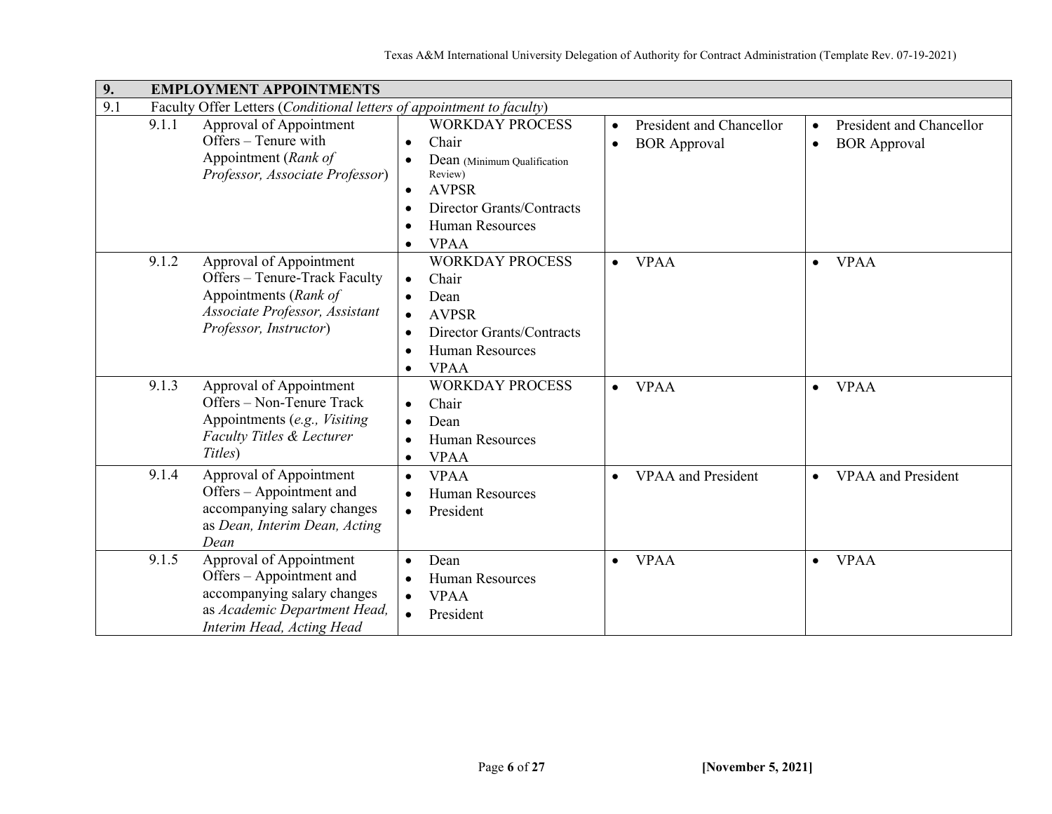| **9.** | **EMPLOYMENT APPOINTMENTS** | | | |
|---|---|---|---|---|
| 9.1 | Faculty Offer Letters (*Conditional letters of appointment to faculty*) | | | |
| 9.1.1 | Approval of Appointment Offers – Tenure with Appointment (*Rank of Professor, Associate Professor*) | WORKDAY PROCESS<br>• Chair<br>• Dean (Minimum Qualification Review)<br>• AVPSR<br>• Director Grants/Contracts<br>• Human Resources<br>• VPAA | • President and Chancellor<br>• BOR Approval | • President and Chancellor<br>• BOR Approval |
| 9.1.2 | Approval of Appointment Offers – Tenure-Track Faculty Appointments (*Rank of Associate Professor, Assistant Professor, Instructor*) | WORKDAY PROCESS<br>• Chair<br>• Dean<br>• AVPSR<br>• Director Grants/Contracts<br>• Human Resources<br>• VPAA | • VPAA | • VPAA |
| 9.1.3 | Approval of Appointment Offers – Non-Tenure Track Appointments (*e.g., Visiting Faculty Titles & Lecturer Titles*) | WORKDAY PROCESS<br>• Chair<br>• Dean<br>• Human Resources<br>• VPAA | • VPAA | • VPAA |
| 9.1.4 | Approval of Appointment Offers – Appointment and accompanying salary changes as *Dean, Interim Dean, Acting Dean* | • VPAA<br>• Human Resources<br>• President | • VPAA and President | • VPAA and President |
| 9.1.5 | Approval of Appointment Offers – Appointment and accompanying salary changes as *Academic Department Head, Interim Head, Acting Head* | • Dean<br>• Human Resources<br>• VPAA<br>• President | • VPAA | • VPAA |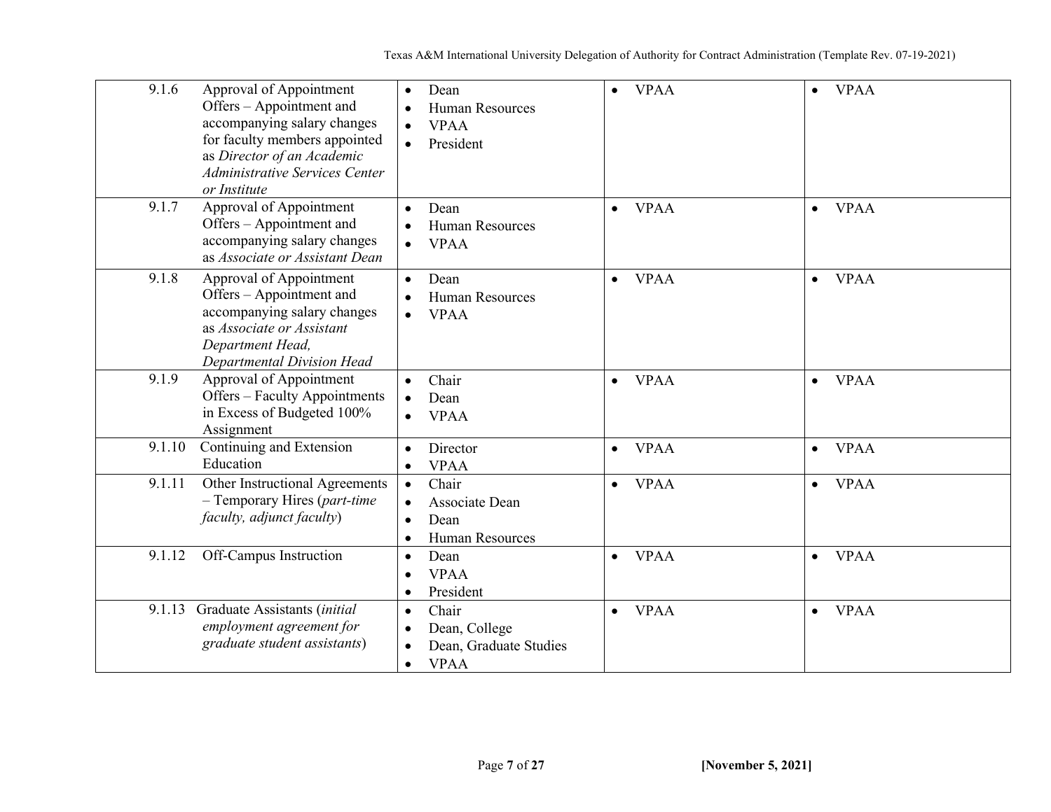| | | | | |
|---|---|---|---|---|
| 9.1.6 | Approval of Appointment Offers – Appointment and accompanying salary changes for faculty members appointed as *Director of an Academic Administrative Services Center or Institute* | • Dean<br>• Human Resources<br>• VPAA<br>• President | • VPAA | • VPAA |
| 9.1.7 | Approval of Appointment Offers – Appointment and accompanying salary changes as *Associate or Assistant Dean* | • Dean<br>• Human Resources<br>• VPAA | • VPAA | • VPAA |
| 9.1.8 | Approval of Appointment Offers – Appointment and accompanying salary changes as *Associate or Assistant Department Head, Departmental Division Head* | • Dean<br>• Human Resources<br>• VPAA | • VPAA | • VPAA |
| 9.1.9 | Approval of Appointment Offers – Faculty Appointments in Excess of Budgeted 100% Assignment | • Chair<br>• Dean<br>• VPAA | • VPAA | • VPAA |
| 9.1.10 | Continuing and Extension Education | • Director<br>• VPAA | • VPAA | • VPAA |
| 9.1.11 | Other Instructional Agreements – Temporary Hires (*part-time faculty, adjunct faculty*) | • Chair<br>• Associate Dean<br>• Dean<br>• Human Resources | • VPAA | • VPAA |
| 9.1.12 | Off-Campus Instruction | • Dean<br>• VPAA<br>• President | • VPAA | • VPAA |
| 9.1.13 | Graduate Assistants (*initial employment agreement for graduate student assistants*) | • Chair<br>• Dean, College<br>• Dean, Graduate Studies<br>• VPAA | • VPAA | • VPAA |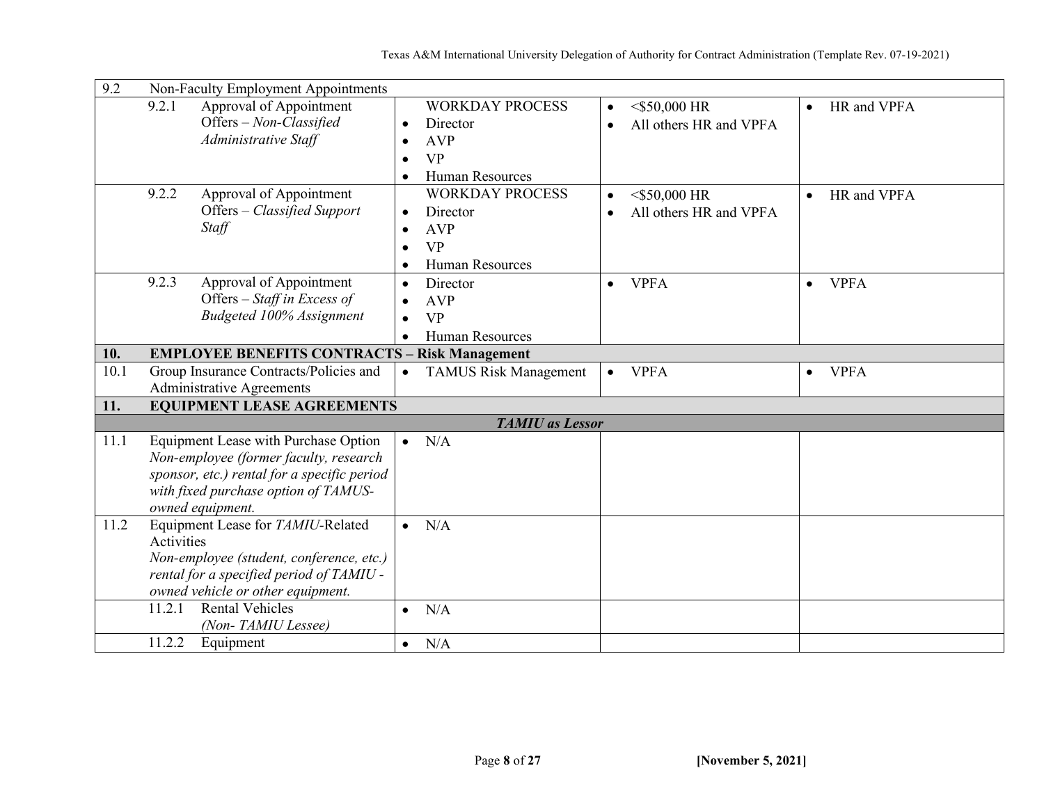| | | | |
|---|---|---|---|
| 9.2 Non-Faculty Employment Appointments | | | |
| 9.2.1 Approval of Appointment Offers – *Non-Classified Administrative Staff* | WORKDAY PROCESS<br>• Director<br>• AVP<br>• VP<br>• Human Resources | • <$50,000 HR<br>• All others HR and VPFA | • HR and VPFA |
| 9.2.2 Approval of Appointment Offers – *Classified Support Staff* | WORKDAY PROCESS<br>• Director<br>• AVP<br>• VP<br>• Human Resources | • <$50,000 HR<br>• All others HR and VPFA | • HR and VPFA |
| 9.2.3 Approval of Appointment Offers – *Staff in Excess of Budgeted 100% Assignment* | • Director<br>• AVP<br>• VP<br>• Human Resources | • VPFA | • VPFA |
| **10. EMPLOYEE BENEFITS CONTRACTS – Risk Management** | | | |
| 10.1 Group Insurance Contracts/Policies and Administrative Agreements | • TAMUS Risk Management | • VPFA | • VPFA |
| **11. EQUIPMENT LEASE AGREEMENTS** | | | |
| ***TAMIU as Lessor*** | | | |
| 11.1 Equipment Lease with Purchase Option<br>*Non-employee (former faculty, research sponsor, etc.) rental for a specific period with fixed purchase option of TAMUS-owned equipment.* | • N/A | | |
| 11.2 Equipment Lease for *TAMIU*-Related Activities<br>*Non-employee (student, conference, etc.) rental for a specified period of TAMIU - owned vehicle or other equipment.* | • N/A | | |
| 11.2.1 Rental Vehicles *(Non- TAMIU Lessee)* | • N/A | | |
| 11.2.2 Equipment | • N/A | | |

[November 5, 2021]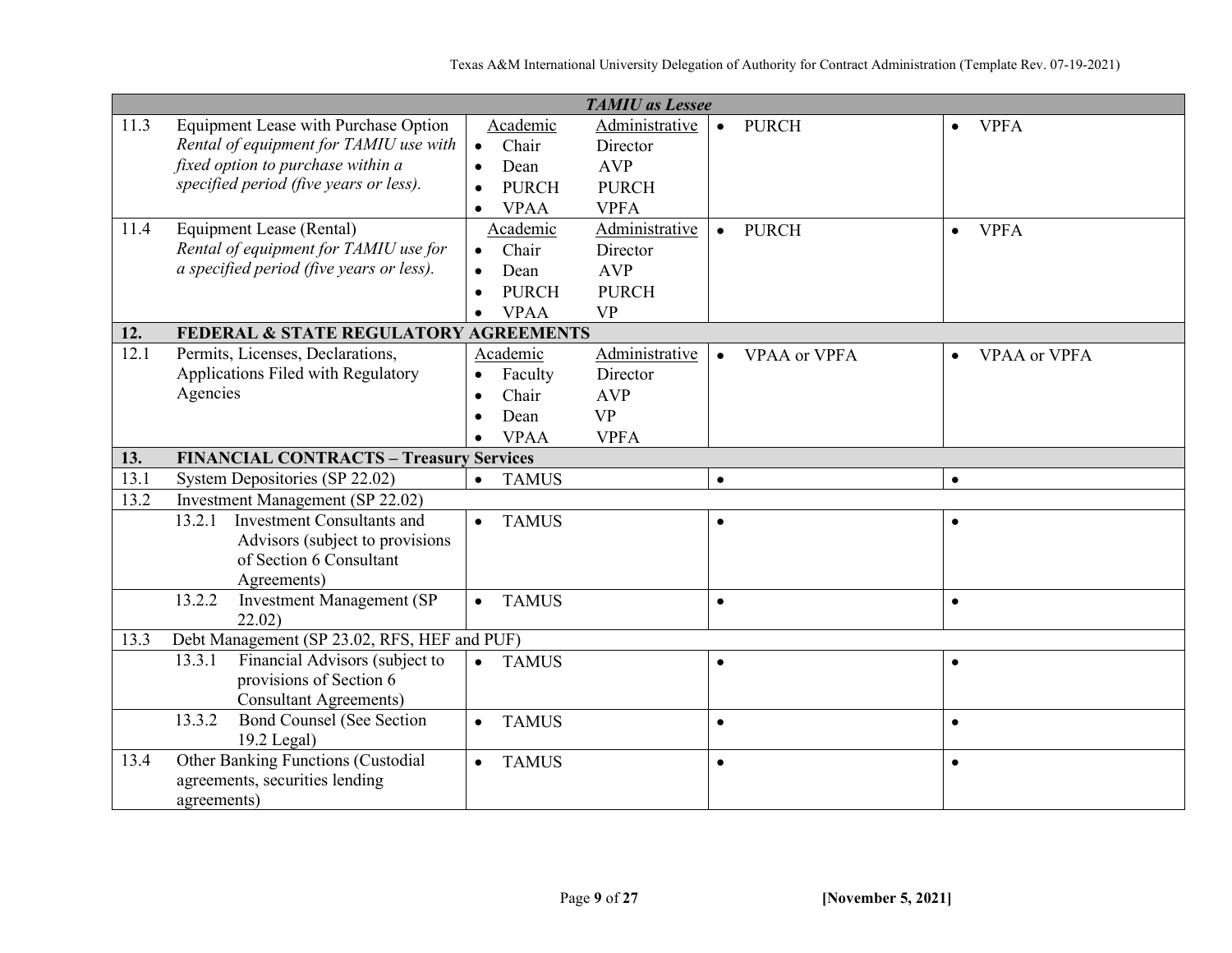| | | | | |
|---|---|---|---|---|
| | ***TAMIU as Lessee*** | | | |
| 11.3 | Equipment Lease with Purchase Option<br>*Rental of equipment for TAMIU use with fixed option to purchase within a specified period (five years or less).* | Academic / Administrative<br>• Chair / Director<br>• Dean / AVP<br>• PURCH / PURCH<br>• VPAA / VPFA | • PURCH | • VPFA |
| 11.4 | Equipment Lease (Rental)<br>*Rental of equipment for TAMIU use for a specified period (five years or less).* | Academic / Administrative<br>• Chair / Director<br>• Dean / AVP<br>• PURCH / PURCH<br>• VPAA / VP | • PURCH | • VPFA |
| **12.** | **FEDERAL & STATE REGULATORY AGREEMENTS** | | | |
| 12.1 | Permits, Licenses, Declarations, Applications Filed with Regulatory Agencies | Academic / Administrative<br>• Faculty / Director<br>• Chair / AVP<br>• Dean / VP<br>• VPAA / VPFA | • VPAA or VPFA | • VPAA or VPFA |
| **13.** | **FINANCIAL CONTRACTS – Treasury Services** | | | |
| 13.1 | System Depositories (SP 22.02) | • TAMUS | • | • |
| 13.2 | Investment Management (SP 22.02) | | | |
| | 13.2.1 Investment Consultants and Advisors (subject to provisions of Section 6 Consultant Agreements) | • TAMUS | • | • |
| | 13.2.2 Investment Management (SP 22.02) | • TAMUS | • | • |
| 13.3 | Debt Management (SP 23.02, RFS, HEF and PUF) | | | |
| | 13.3.1 Financial Advisors (subject to provisions of Section 6 Consultant Agreements) | • TAMUS | • | • |
| | 13.3.2 Bond Counsel (See Section 19.2 Legal) | • TAMUS | • | • |
| 13.4 | Other Banking Functions (Custodial agreements, securities lending agreements) | • TAMUS | • | • |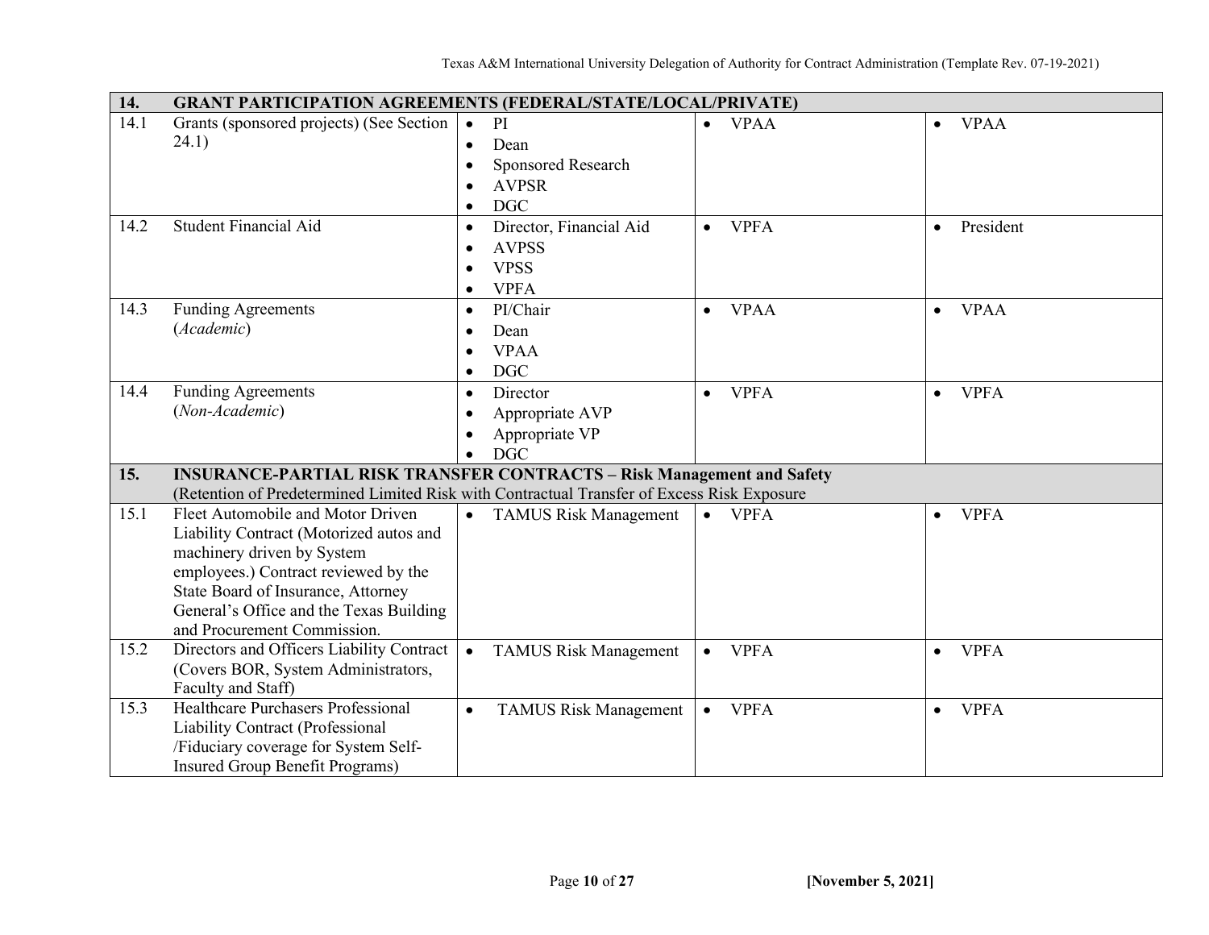| 14. | GRANT PARTICIPATION AGREEMENTS (FEDERAL/STATE/LOCAL/PRIVATE) | | | |
|---|---|---|---|---|
| 14.1 | Grants (sponsored projects) (See Section 24.1) | • PI<br>• Dean<br>• Sponsored Research<br>• AVPSR<br>• DGC | • VPAA | • VPAA |
| 14.2 | Student Financial Aid | • Director, Financial Aid<br>• AVPSS<br>• VPSS<br>• VPFA | • VPFA | • President |
| 14.3 | Funding Agreements (*Academic*) | • PI/Chair<br>• Dean<br>• VPAA<br>• DGC | • VPAA | • VPAA |
| 14.4 | Funding Agreements (*Non-Academic*) | • Director<br>• Appropriate AVP<br>• Appropriate VP<br>• DGC | • VPFA | • VPFA |
| **15.** | **INSURANCE-PARTIAL RISK TRANSFER CONTRACTS – Risk Management and Safety**<br>(Retention of Predetermined Limited Risk with Contractual Transfer of Excess Risk Exposure | | | |
| 15.1 | Fleet Automobile and Motor Driven Liability Contract (Motorized autos and machinery driven by System employees.) Contract reviewed by the State Board of Insurance, Attorney General's Office and the Texas Building and Procurement Commission. | • TAMUS Risk Management | • VPFA | • VPFA |
| 15.2 | Directors and Officers Liability Contract (Covers BOR, System Administrators, Faculty and Staff) | • TAMUS Risk Management | • VPFA | • VPFA |
| 15.3 | Healthcare Purchasers Professional Liability Contract (Professional /Fiduciary coverage for System Self-Insured Group Benefit Programs) | • TAMUS Risk Management | • VPFA | • VPFA |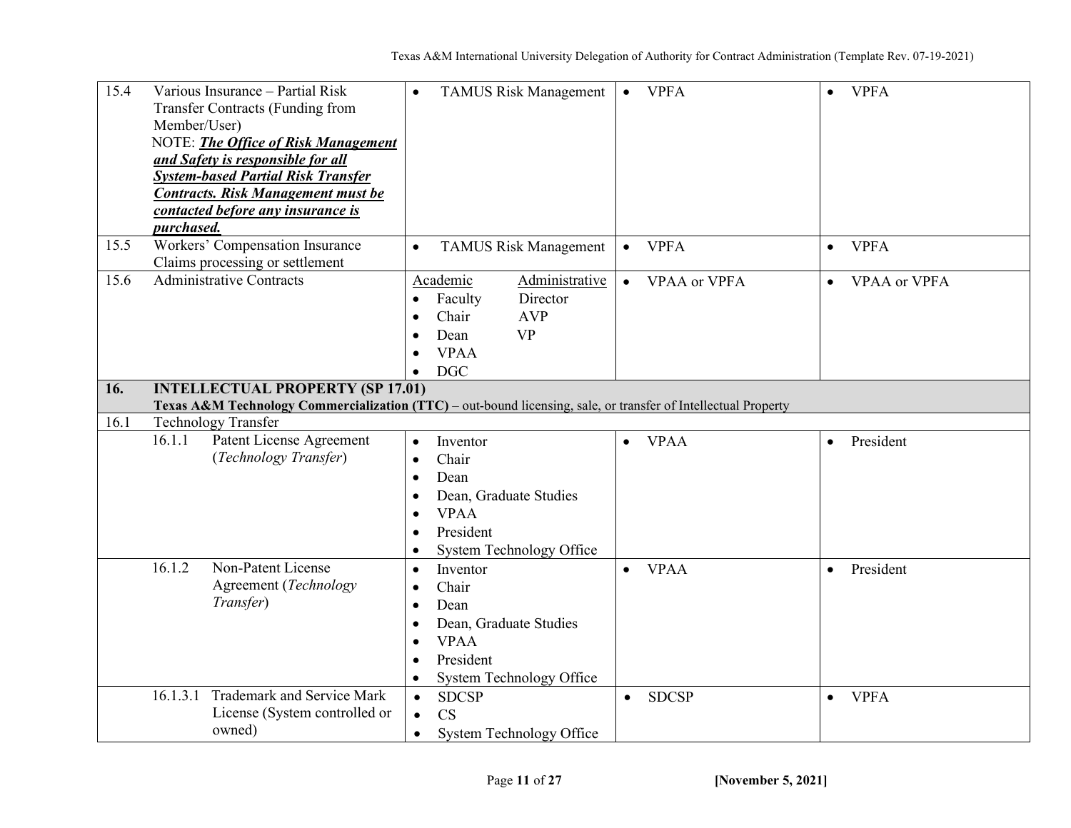| | | | | |
|---|---|---|---|---|
| 15.4 | Various Insurance – Partial Risk Transfer Contracts (Funding from Member/User) NOTE: ***The Office of Risk Management and Safety is responsible for all System-based Partial Risk Transfer Contracts. Risk Management must be contacted before any insurance is purchased.*** | • TAMUS Risk Management | • VPFA | • VPFA |
| 15.5 | Workers' Compensation Insurance Claims processing or settlement | • TAMUS Risk Management | • VPFA | • VPFA |
| 15.6 | Administrative Contracts | Academic: • Faculty • Chair • Dean • VPAA • DGC<br>Administrative: Director, AVP, VP | • VPAA or VPFA | • VPAA or VPFA |
| **16.** | **INTELLECTUAL PROPERTY (SP 17.01)**<br>**Texas A&M Technology Commercialization (TTC)** – out-bound licensing, sale, or transfer of Intellectual Property | | | |
| 16.1 | Technology Transfer | | | |
| | 16.1.1 Patent License Agreement (*Technology Transfer*) | • Inventor • Chair • Dean • Dean, Graduate Studies • VPAA • President • System Technology Office | • VPAA | • President |
| | 16.1.2 Non-Patent License Agreement (*Technology Transfer*) | • Inventor • Chair • Dean • Dean, Graduate Studies • VPAA • President • System Technology Office | • VPAA | • President |
| | 16.1.3.1 Trademark and Service Mark License (System controlled or owned) | • SDCSP • CS • System Technology Office | • SDCSP | • VPFA |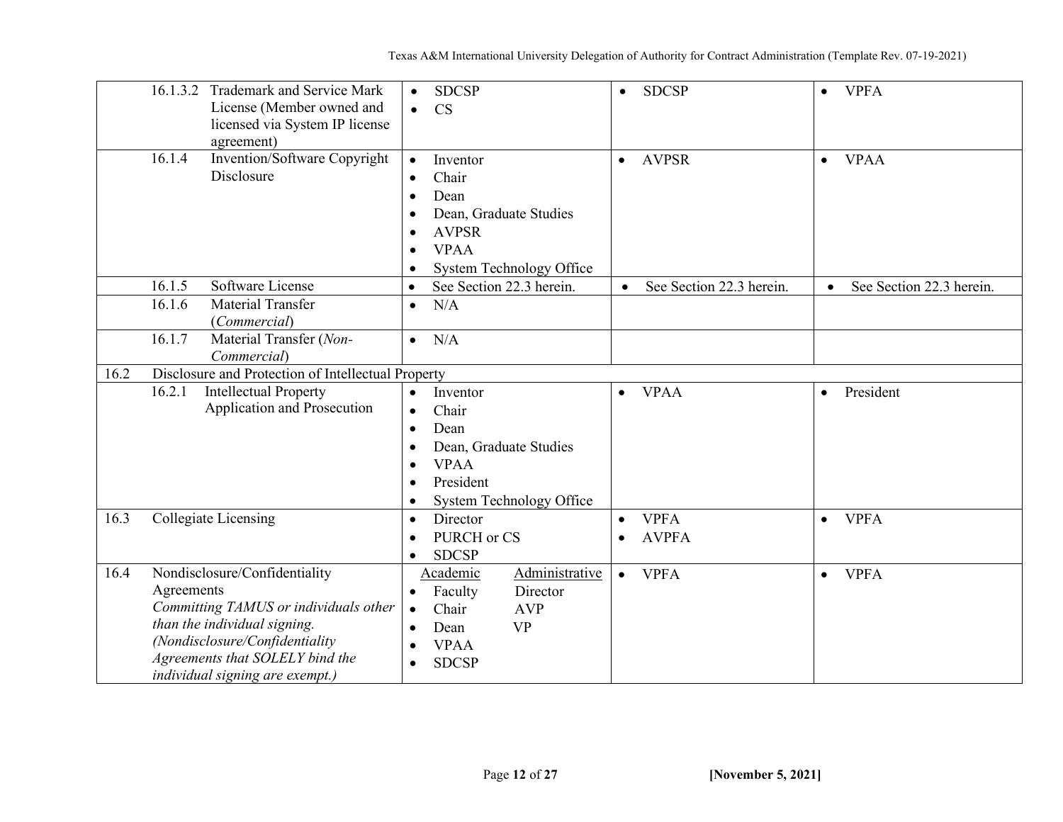| | | | | |
|---|---|---|---|---|
| | 16.1.3.2 Trademark and Service Mark License (Member owned and licensed via System IP license agreement) | • SDCSP<br>• CS | • SDCSP | • VPFA |
| | 16.1.4 Invention/Software Copyright Disclosure | • Inventor<br>• Chair<br>• Dean<br>• Dean, Graduate Studies<br>• AVPSR<br>• VPAA<br>• System Technology Office | • AVPSR | • VPAA |
| | 16.1.5 Software License | • See Section 22.3 herein. | • See Section 22.3 herein. | • See Section 22.3 herein. |
| | 16.1.6 Material Transfer (*Commercial*) | • N/A | | |
| | 16.1.7 Material Transfer (*Non-Commercial*) | • N/A | | |
| 16.2 | Disclosure and Protection of Intellectual Property | | | |
| | 16.2.1 Intellectual Property Application and Prosecution | • Inventor<br>• Chair<br>• Dean<br>• Dean, Graduate Studies<br>• VPAA<br>• President<br>• System Technology Office | • VPAA | • President |
| 16.3 | Collegiate Licensing | • Director<br>• PURCH or CS<br>• SDCSP | • VPFA<br>• AVPFA | • VPFA |
| 16.4 | Nondisclosure/Confidentiality Agreements<br>*Committing TAMUS or individuals other than the individual signing. (Nondisclosure/Confidentiality Agreements that SOLELY bind the individual signing are exempt.)* | Academic / Administrative<br>• Faculty / Director<br>• Chair / AVP<br>• Dean / VP<br>• VPAA<br>• SDCSP | • VPFA | • VPFA |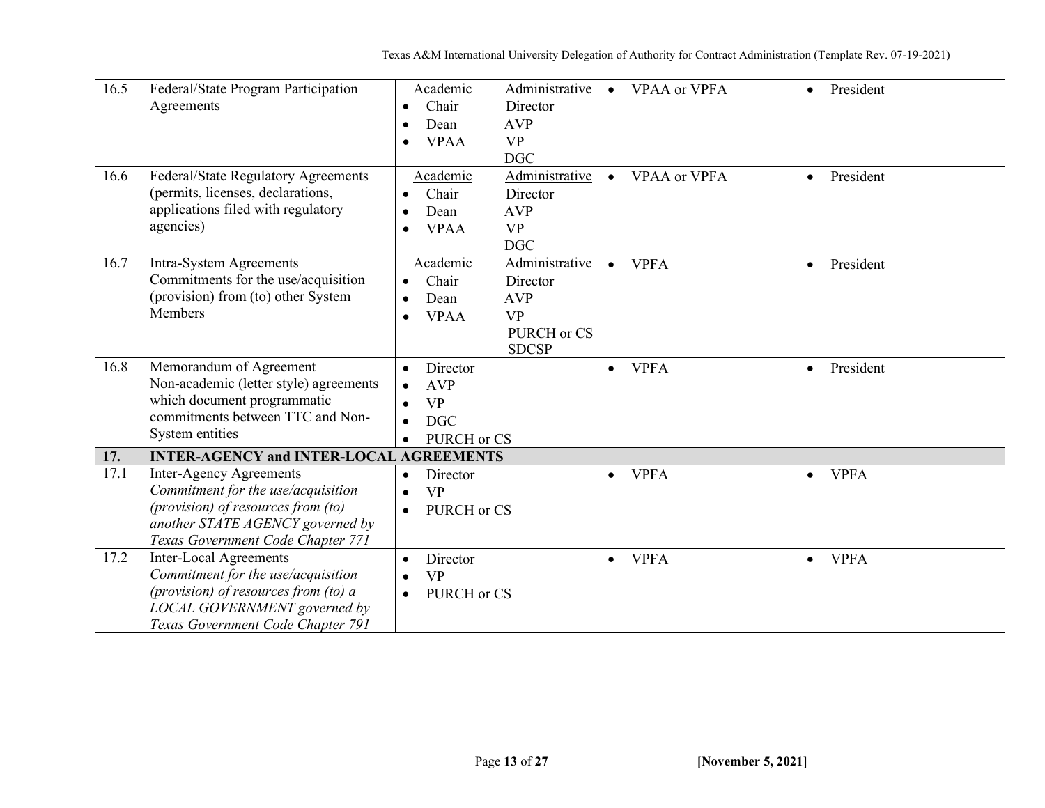| | | | | |
|---|---|---|---|---|
| 16.5 | Federal/State Program Participation Agreements | Academic<br>• Chair<br>• Dean<br>• VPAA<br><br>Administrative<br>Director<br>AVP<br>VP<br>DGC | • VPAA or VPFA | • President |
| 16.6 | Federal/State Regulatory Agreements (permits, licenses, declarations, applications filed with regulatory agencies) | Academic<br>• Chair<br>• Dean<br>• VPAA<br><br>Administrative<br>Director<br>AVP<br>VP<br>DGC | • VPAA or VPFA | • President |
| 16.7 | Intra-System Agreements Commitments for the use/acquisition (provision) from (to) other System Members | Academic<br>• Chair<br>• Dean<br>• VPAA<br><br>Administrative<br>Director<br>AVP<br>VP<br>PURCH or CS<br>SDCSP | • VPFA | • President |
| 16.8 | Memorandum of Agreement Non-academic (letter style) agreements which document programmatic commitments between TTC and Non-System entities | • Director<br>• AVP<br>• VP<br>• DGC<br>• PURCH or CS | • VPFA | • President |
| **17.** | **INTER-AGENCY and INTER-LOCAL AGREEMENTS** | | | |
| 17.1 | Inter-Agency Agreements<br>*Commitment for the use/acquisition (provision) of resources from (to) another STATE AGENCY governed by Texas Government Code Chapter 771* | • Director<br>• VP<br>• PURCH or CS | • VPFA | • VPFA |
| 17.2 | Inter-Local Agreements<br>*Commitment for the use/acquisition (provision) of resources from (to) a LOCAL GOVERNMENT governed by Texas Government Code Chapter 791* | • Director<br>• VP<br>• PURCH or CS | • VPFA | • VPFA |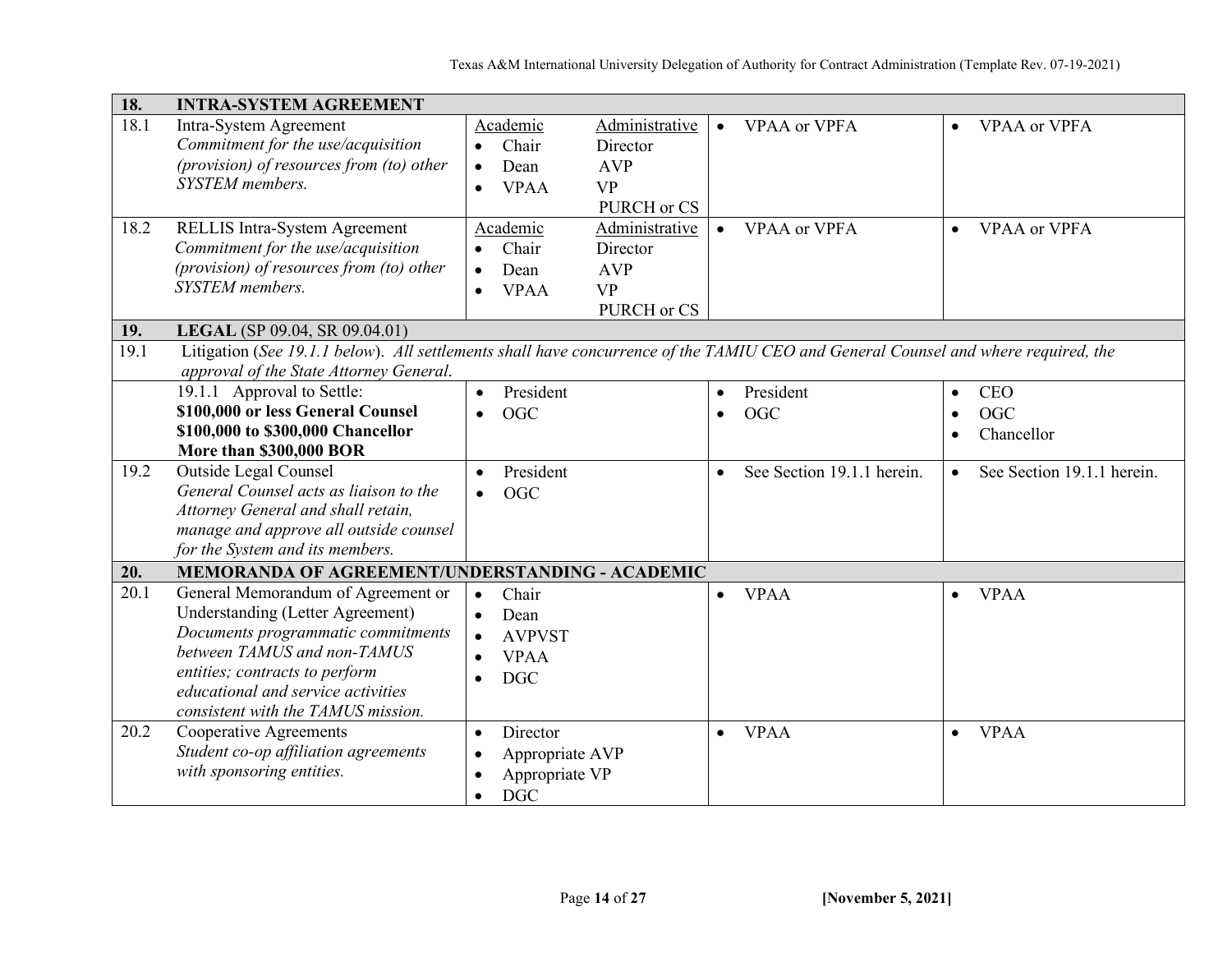| | | | | |
|---|---|---|---|---|
| **18.** | **INTRA-SYSTEM AGREEMENT** | | | |
| 18.1 | Intra-System Agreement<br>*Commitment for the use/acquisition (provision) of resources from (to) other SYSTEM members.* | Academic<br>• Chair<br>• Dean<br>• VPAA<br>Administrative<br>Director<br>AVP<br>VP<br>PURCH or CS | • VPAA or VPFA | • VPAA or VPFA |
| 18.2 | RELLIS Intra-System Agreement<br>*Commitment for the use/acquisition (provision) of resources from (to) other SYSTEM members.* | Academic<br>• Chair<br>• Dean<br>• VPAA<br>Administrative<br>Director<br>AVP<br>VP<br>PURCH or CS | • VPAA or VPFA | • VPAA or VPFA |
| **19.** | **LEGAL** (SP 09.04, SR 09.04.01) | | | |
| 19.1 | Litigation (*See 19.1.1 below*). *All settlements shall have concurrence of the TAMIU CEO and General Counsel and where required, the approval of the State Attorney General.* | | | |
| | 19.1.1 Approval to Settle:<br>**$100,000 or less General Counsel**<br>**$100,000 to $300,000 Chancellor**<br>**More than $300,000 BOR** | • President<br>• OGC | • President<br>• OGC | • CEO<br>• OGC<br>• Chancellor |
| 19.2 | Outside Legal Counsel<br>*General Counsel acts as liaison to the Attorney General and shall retain, manage and approve all outside counsel for the System and its members.* | • President<br>• OGC | • See Section 19.1.1 herein. | • See Section 19.1.1 herein. |
| **20.** | **MEMORANDA OF AGREEMENT/UNDERSTANDING - ACADEMIC** | | | |
| 20.1 | General Memorandum of Agreement or Understanding (Letter Agreement)<br>*Documents programmatic commitments between TAMUS and non-TAMUS entities; contracts to perform educational and service activities consistent with the TAMUS mission.* | • Chair<br>• Dean<br>• AVPVST<br>• VPAA<br>• DGC | • VPAA | • VPAA |
| 20.2 | Cooperative Agreements<br>*Student co-op affiliation agreements with sponsoring entities.* | • Director<br>• Appropriate AVP<br>• Appropriate VP<br>• DGC | • VPAA | • VPAA |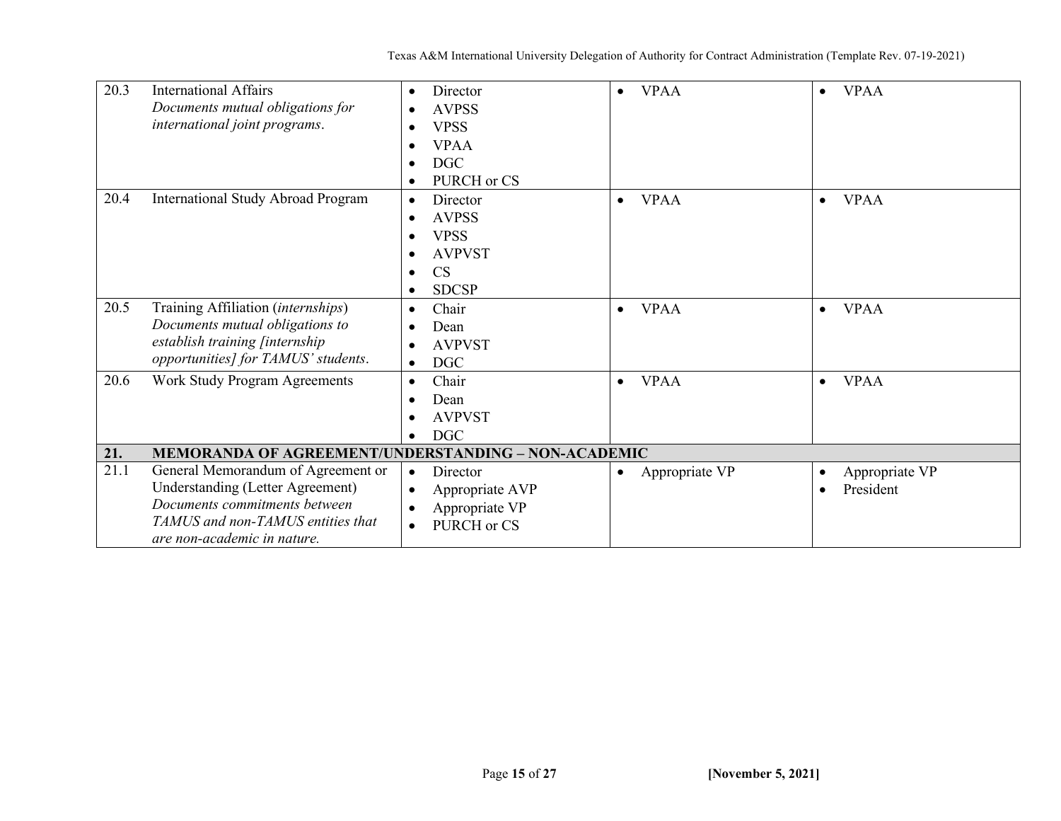| | | | | |
|---|---|---|---|---|
| 20.3 | International Affairs *Documents mutual obligations for international joint programs.* | • Director<br>• AVPSS<br>• VPSS<br>• VPAA<br>• DGC<br>• PURCH or CS | • VPAA | • VPAA |
| 20.4 | International Study Abroad Program | • Director<br>• AVPSS<br>• VPSS<br>• AVPVST<br>• CS<br>• SDCSP | • VPAA | • VPAA |
| 20.5 | Training Affiliation (*internships*) *Documents mutual obligations to establish training [internship opportunities] for TAMUS' students.* | • Chair<br>• Dean<br>• AVPVST<br>• DGC | • VPAA | • VPAA |
| 20.6 | Work Study Program Agreements | • Chair<br>• Dean<br>• AVPVST<br>• DGC | • VPAA | • VPAA |
| **21.** | **MEMORANDA OF AGREEMENT/UNDERSTANDING – NON-ACADEMIC** | | | |
| 21.1 | General Memorandum of Agreement or Understanding (Letter Agreement) *Documents commitments between TAMUS and non-TAMUS entities that are non-academic in nature.* | • Director<br>• Appropriate AVP<br>• Appropriate VP<br>• PURCH or CS | • Appropriate VP | • Appropriate VP<br>• President |

[November 5, 2021]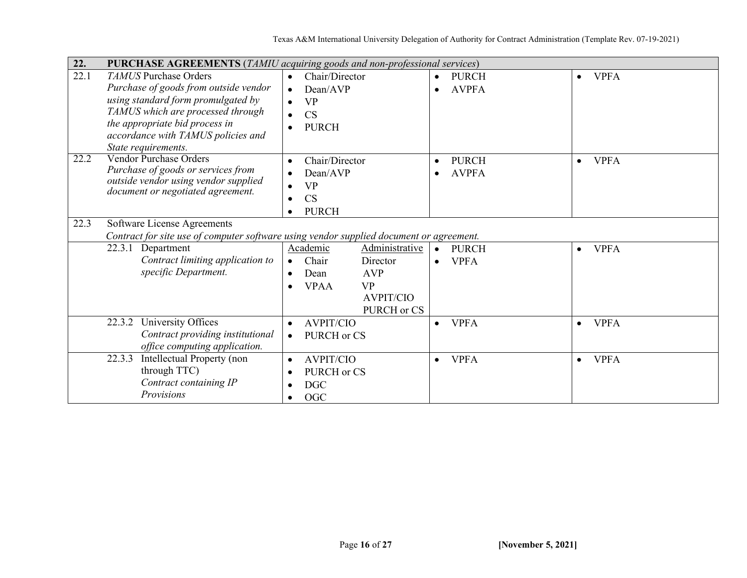| 22. | **PURCHASE AGREEMENTS** (*TAMIU acquiring goods and non-professional services*) | | | |
|---|---|---|---|---|
| 22.1 | *TAMUS* Purchase Orders<br>*Purchase of goods from outside vendor using standard form promulgated by TAMUS which are processed through the appropriate bid process in accordance with TAMUS policies and State requirements.* | • Chair/Director<br>• Dean/AVP<br>• VP<br>• CS<br>• PURCH | • PURCH<br>• AVPFA | • VPFA |
| 22.2 | Vendor Purchase Orders<br>*Purchase of goods or services from outside vendor using vendor supplied document or negotiated agreement.* | • Chair/Director<br>• Dean/AVP<br>• VP<br>• CS<br>• PURCH | • PURCH<br>• AVPFA | • VPFA |
| 22.3 | Software License Agreements<br>*Contract for site use of computer software using vendor supplied document or agreement.* | | | |
| | 22.3.1 Department<br>*Contract limiting application to specific Department.* | Academic / Administrative<br>• Chair / Director<br>• Dean / AVP<br>• VPAA / VP<br>AVPIT/CIO<br>PURCH or CS | • PURCH<br>• VPFA | • VPFA |
| | 22.3.2 University Offices<br>*Contract providing institutional office computing application.* | • AVPIT/CIO<br>• PURCH or CS | • VPFA | • VPFA |
| | 22.3.3 Intellectual Property (non through TTC)<br>*Contract containing IP Provisions* | • AVPIT/CIO<br>• PURCH or CS<br>• DGC<br>• OGC | • VPFA | • VPFA |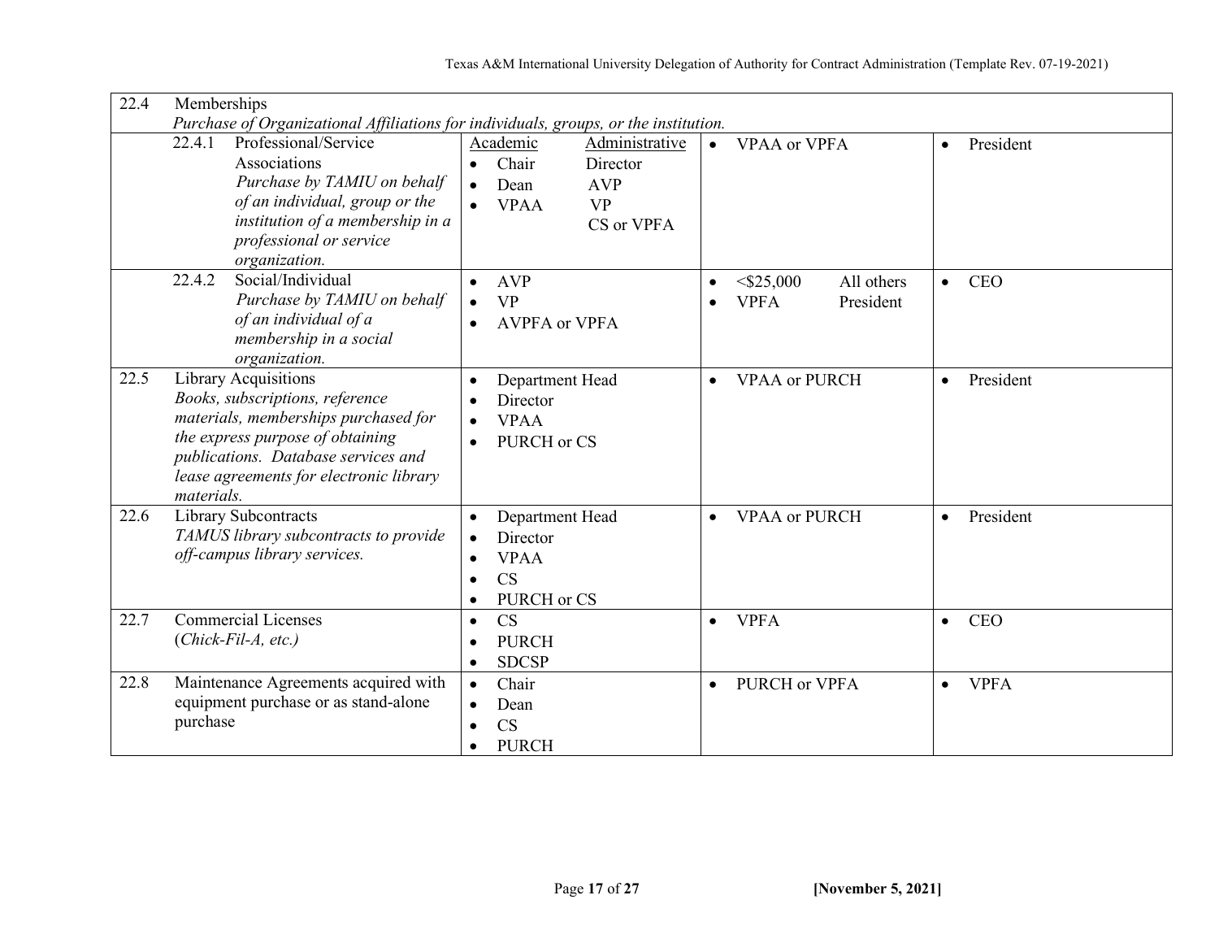| | | | | |
|---|---|---|---|---|
| 22.4 | Memberships<br>*Purchase of Organizational Affiliations for individuals, groups, or the institution.* | | | |
| | 22.4.1 Professional/Service Associations<br>*Purchase by TAMIU on behalf of an individual, group or the institution of a membership in a professional or service organization.* | Academic: • Chair • Dean • VPAA<br>Administrative: Director, AVP, VP, CS or VPFA | • VPAA or VPFA | • President |
| | 22.4.2 Social/Individual<br>*Purchase by TAMIU on behalf of an individual of a membership in a social organization.* | • AVP<br>• VP<br>• AVPFA or VPFA | • <$25,000 VPFA<br>• All others President | • CEO |
| 22.5 | Library Acquisitions<br>*Books, subscriptions, reference materials, memberships purchased for the express purpose of obtaining publications. Database services and lease agreements for electronic library materials.* | • Department Head<br>• Director<br>• VPAA<br>• PURCH or CS | • VPAA or PURCH | • President |
| 22.6 | Library Subcontracts<br>*TAMUS library subcontracts to provide off-campus library services.* | • Department Head<br>• Director<br>• VPAA<br>• CS<br>• PURCH or CS | • VPAA or PURCH | • President |
| 22.7 | Commercial Licenses<br>(*Chick-Fil-A, etc.)* | • CS<br>• PURCH<br>• SDCSP | • VPFA | • CEO |
| 22.8 | Maintenance Agreements acquired with equipment purchase or as stand-alone purchase | • Chair<br>• Dean<br>• CS<br>• PURCH | • PURCH or VPFA | • VPFA |

[November 5, 2021]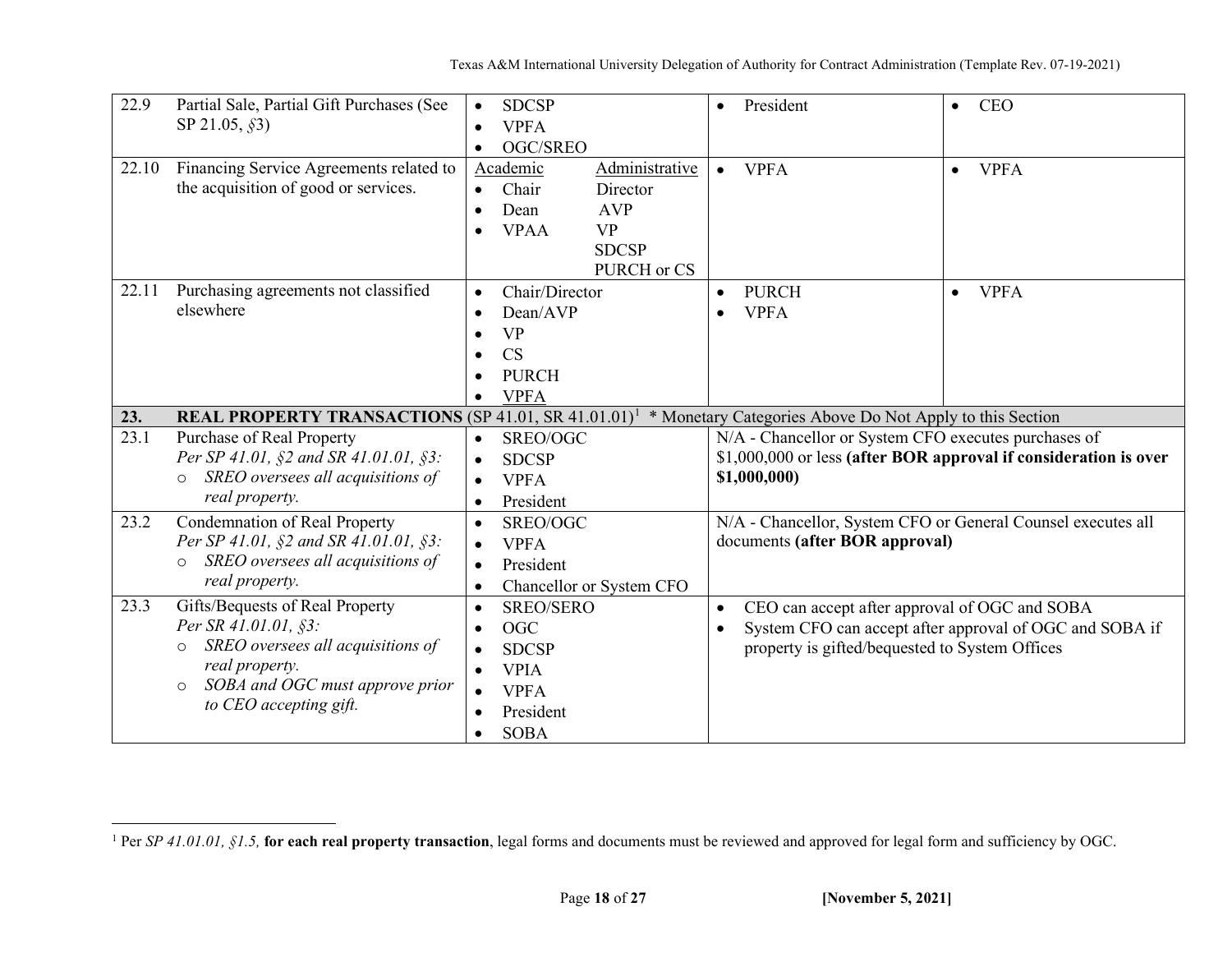| | | | | |
|---|---|---|---|---|
| 22.9 | Partial Sale, Partial Gift Purchases (See SP 21.05, §3) | • SDCSP<br>• VPFA<br>• OGC/SREO | • President | • CEO |
| 22.10 | Financing Service Agreements related to the acquisition of good or services. | Academic: • Chair • Dean • VPAA<br>Administrative: Director, AVP, VP, SDCSP, PURCH or CS | • VPFA | • VPFA |
| 22.11 | Purchasing agreements not classified elsewhere | • Chair/Director<br>• Dean/AVP<br>• VP<br>• CS<br>• PURCH<br>• VPFA | • PURCH<br>• VPFA | • VPFA |
| **23.** | **REAL PROPERTY TRANSACTIONS** (SP 41.01, SR 41.01.01)[1] * Monetary Categories Above Do Not Apply to this Section | | | |
| 23.1 | Purchase of Real Property<br>*Per SP 41.01, §2 and SR 41.01.01, §3:*<br>○ *SREO oversees all acquisitions of real property.* | • SREO/OGC<br>• SDCSP<br>• VPFA<br>• President | N/A - Chancellor or System CFO executes purchases of $1,000,000 or less **(after BOR approval if consideration is over $1,000,000)** | |
| 23.2 | Condemnation of Real Property<br>*Per SP 41.01, §2 and SR 41.01.01, §3:*<br>○ *SREO oversees all acquisitions of real property.* | • SREO/OGC<br>• VPFA<br>• President<br>• Chancellor or System CFO | N/A - Chancellor, System CFO or General Counsel executes all documents **(after BOR approval)** | |
| 23.3 | Gifts/Bequests of Real Property<br>*Per SR 41.01.01, §3:*<br>○ *SREO oversees all acquisitions of real property.*<br>○ *SOBA and OGC must approve prior to CEO accepting gift.* | • SREO/SERO<br>• OGC<br>• SDCSP<br>• VPIA<br>• VPFA<br>• President<br>• SOBA | • CEO can accept after approval of OGC and SOBA<br>• System CFO can accept after approval of OGC and SOBA if property is gifted/bequested to System Offices | |

[1] Per *SP 41.01.01, §1.5,* **for each real property transaction**, legal forms and documents must be reviewed and approved for legal form and sufficiency by OGC.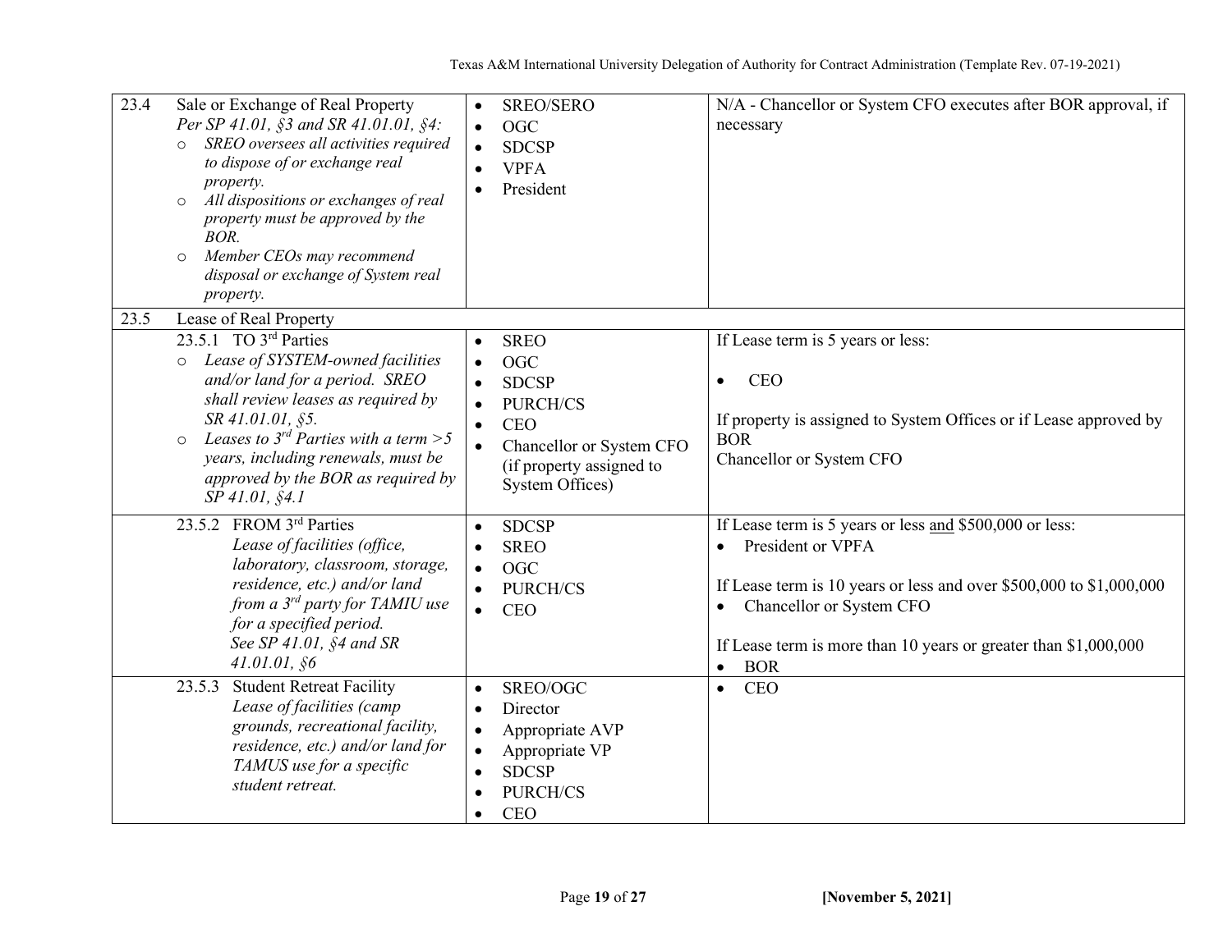| | | | |
|---|---|---|---|
| 23.4 | Sale or Exchange of Real Property<br>*Per SP 41.01, §3 and SR 41.01.01, §4:*<br>○ *SREO oversees all activities required to dispose of or exchange real property.*<br>○ *All dispositions or exchanges of real property must be approved by the BOR.*<br>○ *Member CEOs may recommend disposal or exchange of System real property.* | • SREO/SERO<br>• OGC<br>• SDCSP<br>• VPFA<br>• President | N/A - Chancellor or System CFO executes after BOR approval, if necessary |
| 23.5 | Lease of Real Property | | |
| | 23.5.1 TO 3rd Parties<br>○ *Lease of SYSTEM-owned facilities and/or land for a period. SREO shall review leases as required by SR 41.01.01, §5.*<br>○ *Leases to 3rd Parties with a term >5 years, including renewals, must be approved by the BOR as required by SP 41.01, §4.1* | • SREO<br>• OGC<br>• SDCSP<br>• PURCH/CS<br>• CEO<br>• Chancellor or System CFO (if property assigned to System Offices) | If Lease term is 5 years or less:<br><br>• CEO<br><br>If property is assigned to System Offices or if Lease approved by BOR<br>Chancellor or System CFO |
| | 23.5.2 FROM 3rd Parties<br>*Lease of facilities (office, laboratory, classroom, storage, residence, etc.) and/or land from a 3rd party for TAMIU use for a specified period.*<br>*See SP 41.01, §4 and SR 41.01.01, §6* | • SDCSP<br>• SREO<br>• OGC<br>• PURCH/CS<br>• CEO | If Lease term is 5 years or less <u>and</u> $500,000 or less:<br>• President or VPFA<br><br>If Lease term is 10 years or less and over $500,000 to $1,000,000<br>• Chancellor or System CFO<br><br>If Lease term is more than 10 years or greater than $1,000,000<br>• BOR |
| | 23.5.3 Student Retreat Facility<br>*Lease of facilities (camp grounds, recreational facility, residence, etc.) and/or land for TAMUS use for a specific student retreat.* | • SREO/OGC<br>• Director<br>• Appropriate AVP<br>• Appropriate VP<br>• SDCSP<br>• PURCH/CS<br>• CEO | • CEO |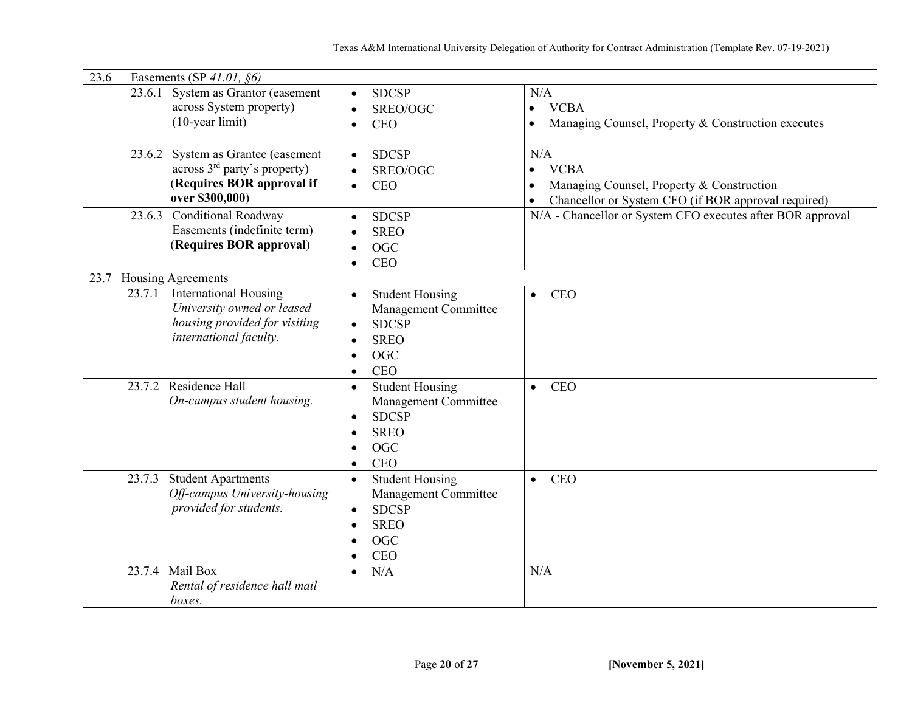| | | |
|---|---|---|
| 23.6 Easements (SP *41.01, §6)* | | |
| 23.6.1 System as Grantor (easement across System property) (10-year limit) | • SDCSP<br>• SREO/OGC<br>• CEO | N/A<br>• VCBA<br>• Managing Counsel, Property & Construction executes |
| 23.6.2 System as Grantee (easement across 3rd party's property) (**Requires BOR approval if over $300,000**) | • SDCSP<br>• SREO/OGC<br>• CEO | N/A<br>• VCBA<br>• Managing Counsel, Property & Construction<br>• Chancellor or System CFO (if BOR approval required) |
| 23.6.3 Conditional Roadway Easements (indefinite term) (**Requires BOR approval**) | • SDCSP<br>• SREO<br>• OGC<br>• CEO | N/A - Chancellor or System CFO executes after BOR approval |
| 23.7 Housing Agreements | | |
| 23.7.1 International Housing *University owned or leased housing provided for visiting international faculty.* | • Student Housing Management Committee<br>• SDCSP<br>• SREO<br>• OGC<br>• CEO | • CEO |
| 23.7.2 Residence Hall *On-campus student housing.* | • Student Housing Management Committee<br>• SDCSP<br>• SREO<br>• OGC<br>• CEO | • CEO |
| 23.7.3 Student Apartments *Off-campus University-housing provided for students.* | • Student Housing Management Committee<br>• SDCSP<br>• SREO<br>• OGC<br>• CEO | • CEO |
| 23.7.4 Mail Box *Rental of residence hall mail boxes.* | • N/A | N/A |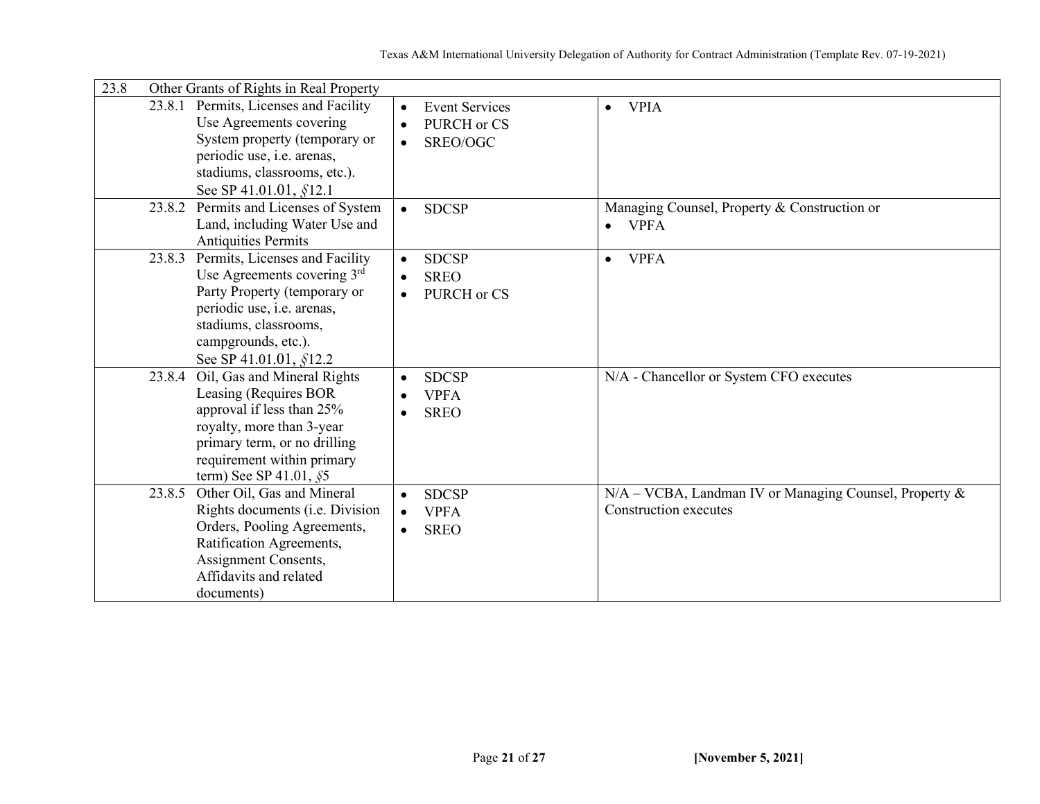| | | | |
|---|---|---|---|
| 23.8 | Other Grants of Rights in Real Property | | |
| | 23.8.1 Permits, Licenses and Facility Use Agreements covering System property (temporary or periodic use, i.e. arenas, stadiums, classrooms, etc.). See SP 41.01.01, §12.1 | • Event Services<br>• PURCH or CS<br>• SREO/OGC | • VPIA |
| | 23.8.2 Permits and Licenses of System Land, including Water Use and Antiquities Permits | • SDCSP | Managing Counsel, Property & Construction or<br>• VPFA |
| | 23.8.3 Permits, Licenses and Facility Use Agreements covering 3rd Party Property (temporary or periodic use, i.e. arenas, stadiums, classrooms, campgrounds, etc.). See SP 41.01.01, §12.2 | • SDCSP<br>• SREO<br>• PURCH or CS | • VPFA |
| | 23.8.4 Oil, Gas and Mineral Rights Leasing (Requires BOR approval if less than 25% royalty, more than 3-year primary term, or no drilling requirement within primary term) See SP 41.01, §5 | • SDCSP<br>• VPFA<br>• SREO | N/A - Chancellor or System CFO executes |
| | 23.8.5 Other Oil, Gas and Mineral Rights documents (i.e. Division Orders, Pooling Agreements, Ratification Agreements, Assignment Consents, Affidavits and related documents) | • SDCSP<br>• VPFA<br>• SREO | N/A – VCBA, Landman IV or Managing Counsel, Property & Construction executes |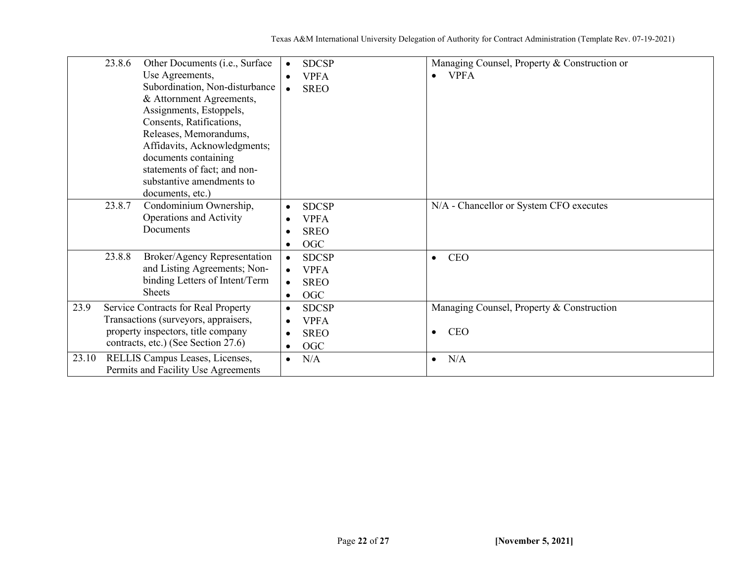| | | |
|---|---|---|
| 23.8.6 Other Documents (i.e., Surface Use Agreements, Subordination, Non-disturbance & Attornment Agreements, Assignments, Estoppels, Consents, Ratifications, Releases, Memorandums, Affidavits, Acknowledgments; documents containing statements of fact; and non-substantive amendments to documents, etc.) | • SDCSP<br>• VPFA<br>• SREO | Managing Counsel, Property & Construction or<br>• VPFA |
| 23.8.7 Condominium Ownership, Operations and Activity Documents | • SDCSP<br>• VPFA<br>• SREO<br>• OGC | N/A - Chancellor or System CFO executes |
| 23.8.8 Broker/Agency Representation and Listing Agreements; Non-binding Letters of Intent/Term Sheets | • SDCSP<br>• VPFA<br>• SREO<br>• OGC | • CEO |
| 23.9 Service Contracts for Real Property Transactions (surveyors, appraisers, property inspectors, title company contracts, etc.) (See Section 27.6) | • SDCSP<br>• VPFA<br>• SREO<br>• OGC | Managing Counsel, Property & Construction<br><br>• CEO |
| 23.10 RELLIS Campus Leases, Licenses, Permits and Facility Use Agreements | • N/A | • N/A |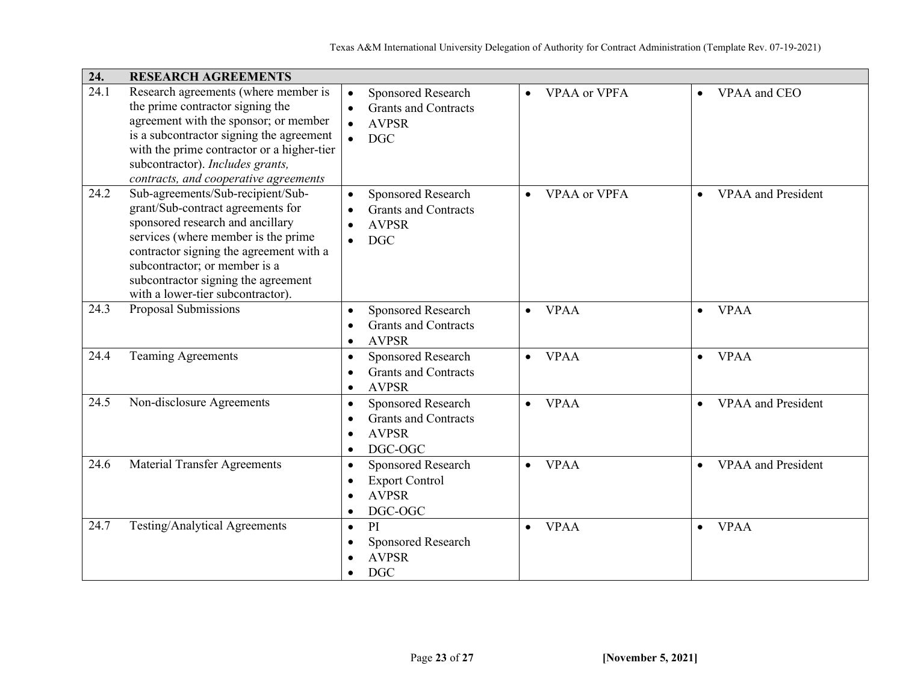| 24. | RESEARCH AGREEMENTS | | | |
|---|---|---|---|---|
| 24.1 | Research agreements (where member is the prime contractor signing the agreement with the sponsor; or member is a subcontractor signing the agreement with the prime contractor or a higher-tier subcontractor). *Includes grants, contracts, and cooperative agreements* | • Sponsored Research<br>• Grants and Contracts<br>• AVPSR<br>• DGC | • VPAA or VPFA | • VPAA and CEO |
| 24.2 | Sub-agreements/Sub-recipient/Sub-grant/Sub-contract agreements for sponsored research and ancillary services (where member is the prime contractor signing the agreement with a subcontractor; or member is a subcontractor signing the agreement with a lower-tier subcontractor). | • Sponsored Research<br>• Grants and Contracts<br>• AVPSR<br>• DGC | • VPAA or VPFA | • VPAA and President |
| 24.3 | Proposal Submissions | • Sponsored Research<br>• Grants and Contracts<br>• AVPSR | • VPAA | • VPAA |
| 24.4 | Teaming Agreements | • Sponsored Research<br>• Grants and Contracts<br>• AVPSR | • VPAA | • VPAA |
| 24.5 | Non-disclosure Agreements | • Sponsored Research<br>• Grants and Contracts<br>• AVPSR<br>• DGC-OGC | • VPAA | • VPAA and President |
| 24.6 | Material Transfer Agreements | • Sponsored Research<br>• Export Control<br>• AVPSR<br>• DGC-OGC | • VPAA | • VPAA and President |
| 24.7 | Testing/Analytical Agreements | • PI<br>• Sponsored Research<br>• AVPSR<br>• DGC | • VPAA | • VPAA |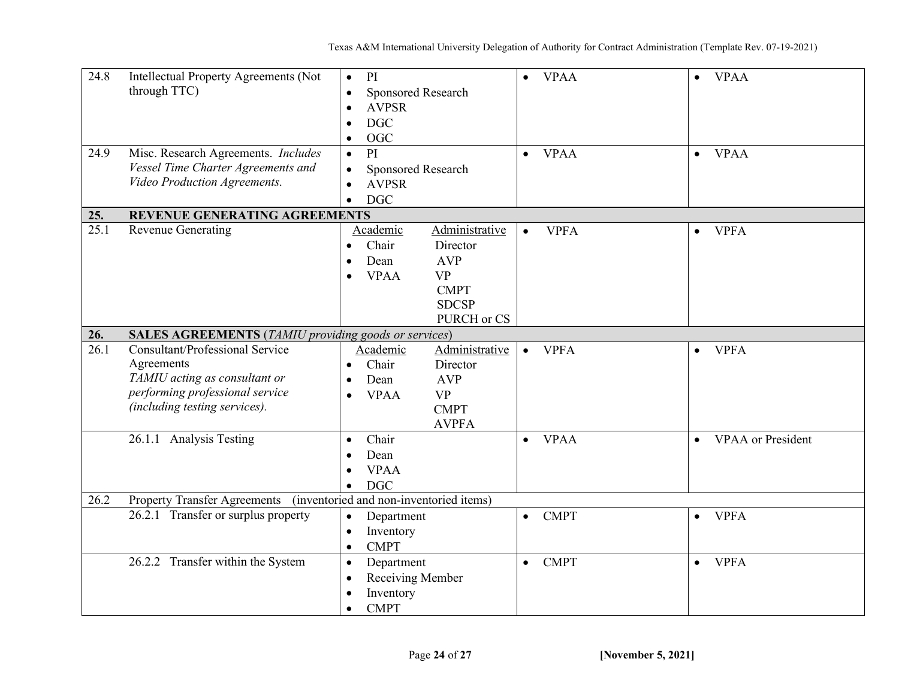| | | | | |
|---|---|---|---|---|
| 24.8 | Intellectual Property Agreements (Not through TTC) | • PI<br>• Sponsored Research<br>• AVPSR<br>• DGC<br>• OGC | • VPAA | • VPAA |
| 24.9 | Misc. Research Agreements. *Includes Vessel Time Charter Agreements and Video Production Agreements.* | • PI<br>• Sponsored Research<br>• AVPSR<br>• DGC | • VPAA | • VPAA |
| **25.** | **REVENUE GENERATING AGREEMENTS** | | | |
| 25.1 | Revenue Generating | Academic: • Chair • Dean • VPAA<br>Administrative: Director, AVP, VP, CMPT, SDCSP, PURCH or CS | • VPFA | • VPFA |
| **26.** | **SALES AGREEMENTS** (*TAMIU providing goods or services*) | | | |
| 26.1 | Consultant/Professional Service Agreements<br>*TAMIU acting as consultant or performing professional service (including testing services).* | Academic: • Chair • Dean • VPAA<br>Administrative: Director, AVP, VP, CMPT, AVPFA | • VPFA | • VPFA |
| | 26.1.1 Analysis Testing | • Chair<br>• Dean<br>• VPAA<br>• DGC | • VPAA | • VPAA or President |
| 26.2 | Property Transfer Agreements (inventoried and non-inventoried items) | | | |
| | 26.2.1 Transfer or surplus property | • Department<br>• Inventory<br>• CMPT | • CMPT | • VPFA |
| | 26.2.2 Transfer within the System | • Department<br>• Receiving Member<br>• Inventory<br>• CMPT | • CMPT | • VPFA |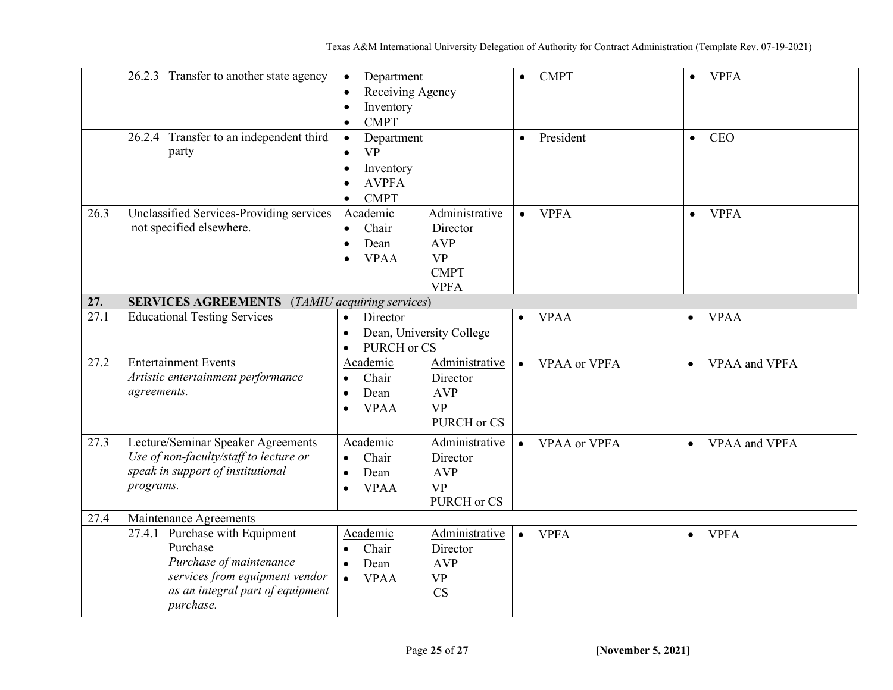| | | | | |
|---|---|---|---|---|
| | 26.2.3 Transfer to another state agency | • Department<br>• Receiving Agency<br>• Inventory<br>• CMPT | • CMPT | • VPFA |
| | 26.2.4 Transfer to an independent third party | • Department<br>• VP<br>• Inventory<br>• AVPFA<br>• CMPT | • President | • CEO |
| 26.3 | Unclassified Services-Providing services not specified elsewhere. | Academic: • Chair • Dean • VPAA<br>Administrative: Director, AVP, VP, CMPT, VPFA | • VPFA | • VPFA |
| **27.** | **SERVICES AGREEMENTS** (*TAMIU acquiring services*) | | | |
| 27.1 | Educational Testing Services | • Director<br>• Dean, University College<br>• PURCH or CS | • VPAA | • VPAA |
| 27.2 | Entertainment Events<br>*Artistic entertainment performance agreements.* | Academic: • Chair • Dean • VPAA<br>Administrative: Director, AVP, VP, PURCH or CS | • VPAA or VPFA | • VPAA and VPFA |
| 27.3 | Lecture/Seminar Speaker Agreements<br>*Use of non-faculty/staff to lecture or speak in support of institutional programs.* | Academic: • Chair • Dean • VPAA<br>Administrative: Director, AVP, VP, PURCH or CS | • VPAA or VPFA | • VPAA and VPFA |
| 27.4 | Maintenance Agreements | | | |
| | 27.4.1 Purchase with Equipment Purchase<br>*Purchase of maintenance services from equipment vendor as an integral part of equipment purchase.* | Academic: • Chair • Dean • VPAA<br>Administrative: Director, AVP, VP, CS | • VPFA | • VPFA |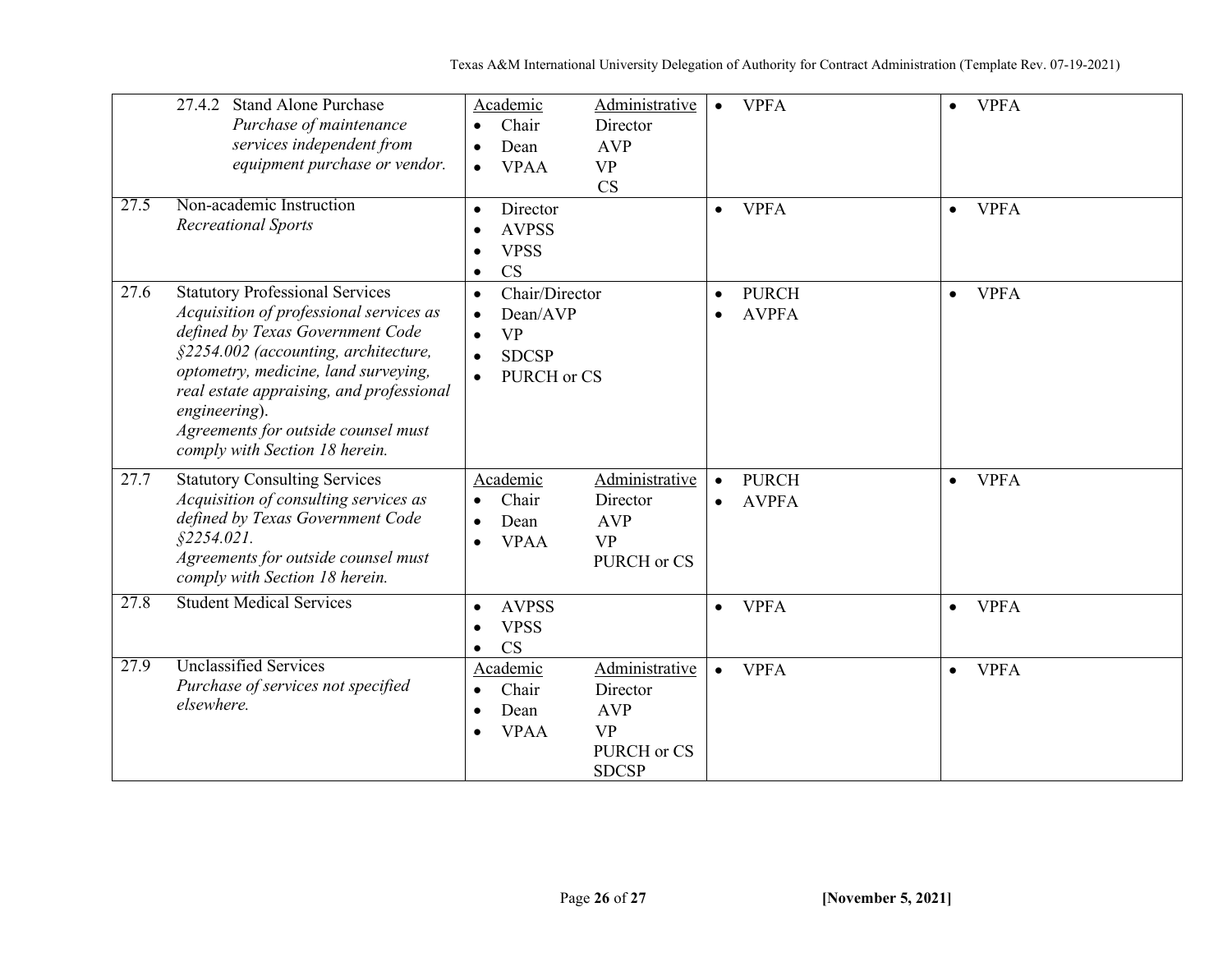| | | | | |
|---|---|---|---|---|
| | 27.4.2 Stand Alone Purchase<br>*Purchase of maintenance services independent from equipment purchase or vendor.* | Academic<br>• Chair<br>• Dean<br>• VPAA<br><br>Administrative<br>Director<br>AVP<br>VP<br>CS | • VPFA | • VPFA |
| 27.5 | Non-academic Instruction<br>*Recreational Sports* | • Director<br>• AVPSS<br>• VPSS<br>• CS | • VPFA | • VPFA |
| 27.6 | Statutory Professional Services<br>*Acquisition of professional services as defined by Texas Government Code §2254.002 (accounting, architecture, optometry, medicine, land surveying, real estate appraising, and professional engineering).*<br>*Agreements for outside counsel must comply with Section 18 herein.* | • Chair/Director<br>• Dean/AVP<br>• VP<br>• SDCSP<br>• PURCH or CS | • PURCH<br>• AVPFA | • VPFA |
| 27.7 | Statutory Consulting Services<br>*Acquisition of consulting services as defined by Texas Government Code §2254.021.*<br>*Agreements for outside counsel must comply with Section 18 herein.* | Academic<br>• Chair<br>• Dean<br>• VPAA<br><br>Administrative<br>Director<br>AVP<br>VP<br>PURCH or CS | • PURCH<br>• AVPFA | • VPFA |
| 27.8 | Student Medical Services | • AVPSS<br>• VPSS<br>• CS | • VPFA | • VPFA |
| 27.9 | Unclassified Services<br>*Purchase of services not specified elsewhere.* | Academic<br>• Chair<br>• Dean<br>• VPAA<br><br>Administrative<br>Director<br>AVP<br>VP<br>PURCH or CS<br>SDCSP | • VPFA | • VPFA |

[November 5, 2021]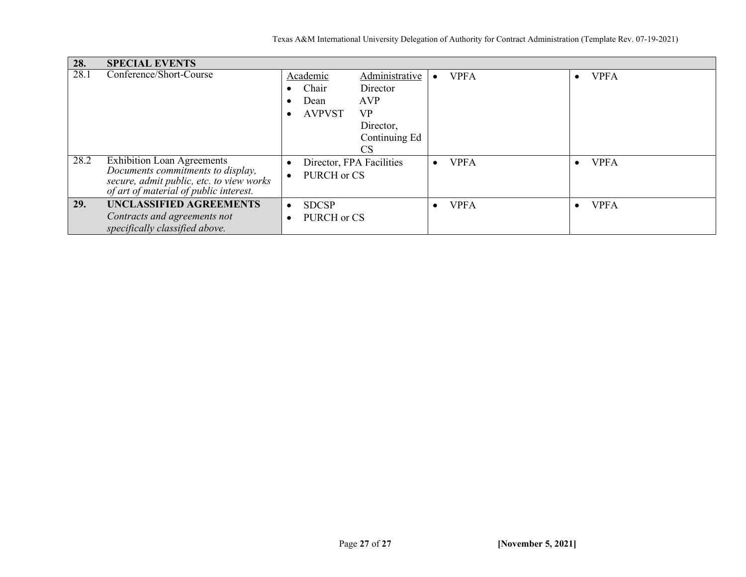| | | | | |
|---|---|---|---|---|
| **28.** | **SPECIAL EVENTS** | | | |
| 28.1 | Conference/Short-Course | Academic<br>• Chair<br>• Dean<br>• AVPVST<br>Administrative<br>Director<br>AVP<br>VP<br>Director, Continuing Ed<br>CS | • VPFA | • VPFA |
| 28.2 | Exhibition Loan Agreements<br>*Documents commitments to display, secure, admit public, etc. to view works of art of material of public interest.* | • Director, FPA Facilities<br>• PURCH or CS | • VPFA | • VPFA |
| **29.** | **UNCLASSIFIED AGREEMENTS**<br>*Contracts and agreements not specifically classified above.* | • SDCSP<br>• PURCH or CS | • VPFA | • VPFA |

[November 5, 2021]